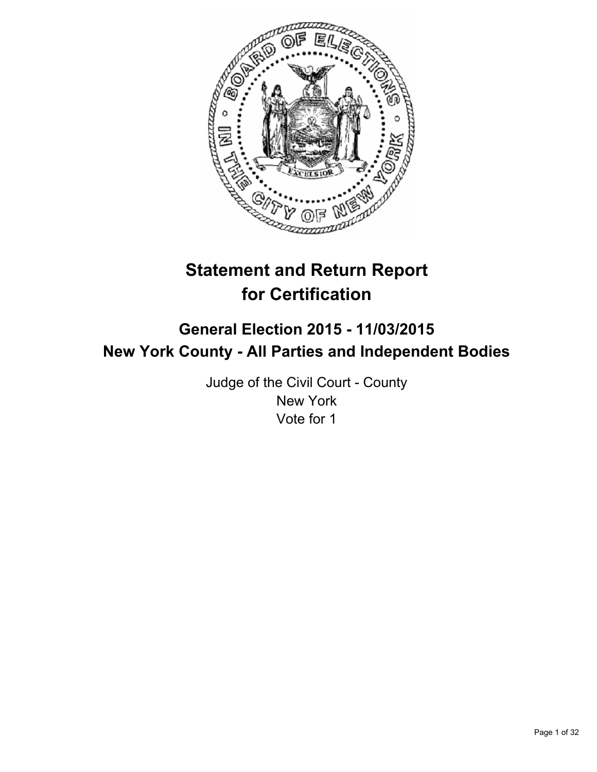# Statement and Return Report for Certification

## General Election 2015 - 11/03/2015
## New York County - All Parties and Independent Bodies

Judge of the Civil Court - County
New York
Vote for 1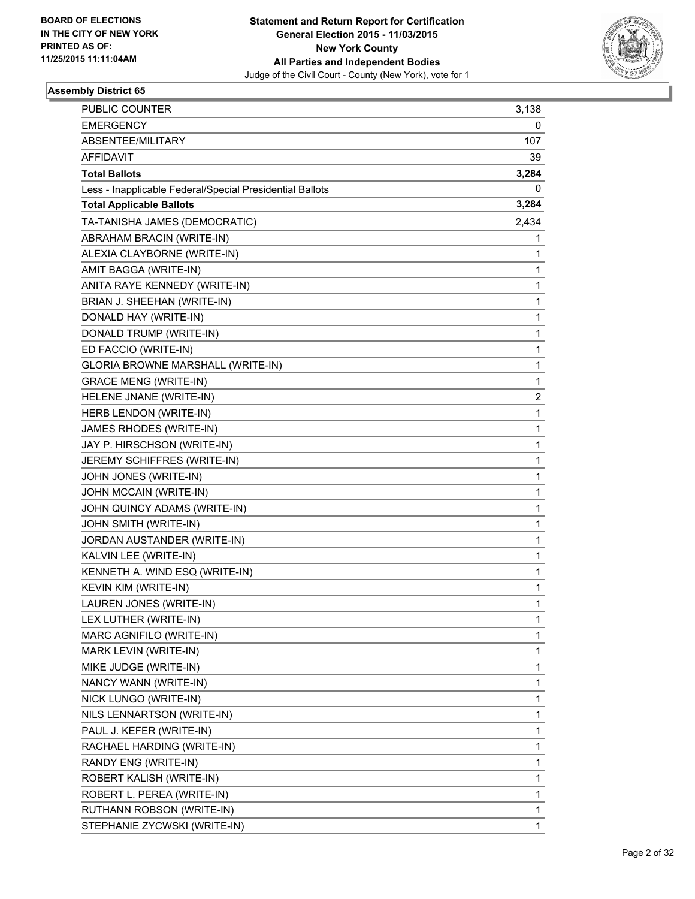**Statement and Return Report for Certification**
**General Election 2015 - 11/03/2015**
**New York County**
**All Parties and Independent Bodies**
Judge of the Civil Court - County (New York), vote for 1

BOARD OF ELECTIONS
IN THE CITY OF NEW YORK
PRINTED AS OF:
11/25/2015 11:11:04AM

### Assembly District 65

| | |
|---|---|
| PUBLIC COUNTER | 3,138 |
| EMERGENCY | 0 |
| ABSENTEE/MILITARY | 107 |
| AFFIDAVIT | 39 |
| **Total Ballots** | **3,284** |
| Less - Inapplicable Federal/Special Presidential Ballots | 0 |
| **Total Applicable Ballots** | **3,284** |
| TA-TANISHA JAMES (DEMOCRATIC) | 2,434 |
| ABRAHAM BRACIN (WRITE-IN) | 1 |
| ALEXIA CLAYBORNE (WRITE-IN) | 1 |
| AMIT BAGGA (WRITE-IN) | 1 |
| ANITA RAYE KENNEDY (WRITE-IN) | 1 |
| BRIAN J. SHEEHAN (WRITE-IN) | 1 |
| DONALD HAY (WRITE-IN) | 1 |
| DONALD TRUMP (WRITE-IN) | 1 |
| ED FACCIO (WRITE-IN) | 1 |
| GLORIA BROWNE MARSHALL (WRITE-IN) | 1 |
| GRACE MENG (WRITE-IN) | 1 |
| HELENE JNANE (WRITE-IN) | 2 |
| HERB LENDON (WRITE-IN) | 1 |
| JAMES RHODES (WRITE-IN) | 1 |
| JAY P. HIRSCHSON (WRITE-IN) | 1 |
| JEREMY SCHIFFRES (WRITE-IN) | 1 |
| JOHN JONES (WRITE-IN) | 1 |
| JOHN MCCAIN (WRITE-IN) | 1 |
| JOHN QUINCY ADAMS (WRITE-IN) | 1 |
| JOHN SMITH (WRITE-IN) | 1 |
| JORDAN AUSTANDER (WRITE-IN) | 1 |
| KALVIN LEE (WRITE-IN) | 1 |
| KENNETH A. WIND ESQ (WRITE-IN) | 1 |
| KEVIN KIM (WRITE-IN) | 1 |
| LAUREN JONES (WRITE-IN) | 1 |
| LEX LUTHER (WRITE-IN) | 1 |
| MARC AGNIFILO (WRITE-IN) | 1 |
| MARK LEVIN (WRITE-IN) | 1 |
| MIKE JUDGE (WRITE-IN) | 1 |
| NANCY WANN (WRITE-IN) | 1 |
| NICK LUNGO (WRITE-IN) | 1 |
| NILS LENNARTSON (WRITE-IN) | 1 |
| PAUL J. KEFER (WRITE-IN) | 1 |
| RACHAEL HARDING (WRITE-IN) | 1 |
| RANDY ENG (WRITE-IN) | 1 |
| ROBERT KALISH (WRITE-IN) | 1 |
| ROBERT L. PEREA (WRITE-IN) | 1 |
| RUTHANN ROBSON (WRITE-IN) | 1 |
| STEPHANIE ZYCWSKI (WRITE-IN) | 1 |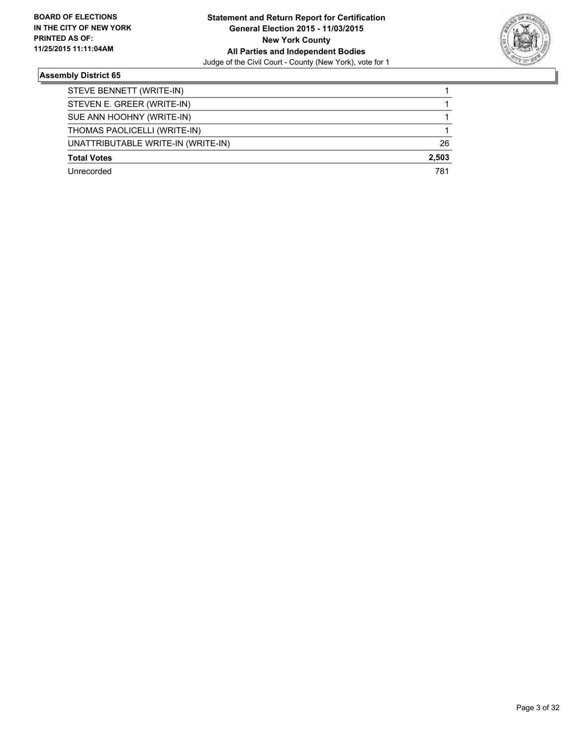**BOARD OF ELECTIONS IN THE CITY OF NEW YORK PRINTED AS OF: 11/25/2015 11:11:04AM**

**Statement and Return Report for Certification**
**General Election 2015 - 11/03/2015**
**New York County**
**All Parties and Independent Bodies**
Judge of the Civil Court - County (New York), vote for 1

## Assembly District 65

| | |
|---|---|
| STEVE BENNETT (WRITE-IN) | 1 |
| STEVEN E. GREER (WRITE-IN) | 1 |
| SUE ANN HOOHNY (WRITE-IN) | 1 |
| THOMAS PAOLICELLI (WRITE-IN) | 1 |
| UNATTRIBUTABLE WRITE-IN (WRITE-IN) | 26 |
| **Total Votes** | **2,503** |
| Unrecorded | 781 |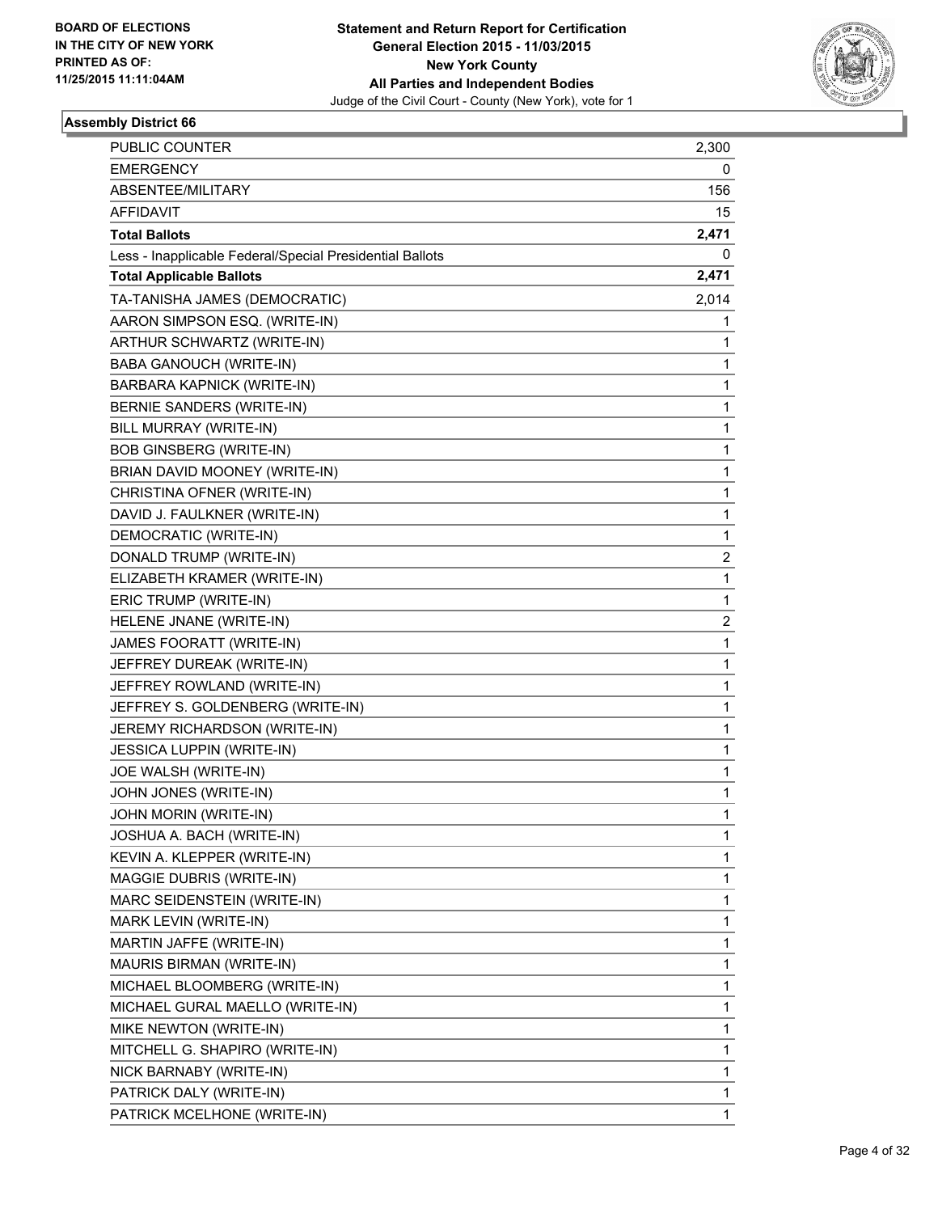BOARD OF ELECTIONS
IN THE CITY OF NEW YORK
PRINTED AS OF:
11/25/2015 11:11:04AM

**Statement and Return Report for Certification**
**General Election 2015 - 11/03/2015**
**New York County**
**All Parties and Independent Bodies**
Judge of the Civil Court - County (New York), vote for 1

### Assembly District 66

| | |
|---|---|
| PUBLIC COUNTER | 2,300 |
| EMERGENCY | 0 |
| ABSENTEE/MILITARY | 156 |
| AFFIDAVIT | 15 |
| **Total Ballots** | **2,471** |
| Less - Inapplicable Federal/Special Presidential Ballots | 0 |
| **Total Applicable Ballots** | **2,471** |
| TA-TANISHA JAMES (DEMOCRATIC) | 2,014 |
| AARON SIMPSON ESQ. (WRITE-IN) | 1 |
| ARTHUR SCHWARTZ (WRITE-IN) | 1 |
| BABA GANOUCH (WRITE-IN) | 1 |
| BARBARA KAPNICK (WRITE-IN) | 1 |
| BERNIE SANDERS (WRITE-IN) | 1 |
| BILL MURRAY (WRITE-IN) | 1 |
| BOB GINSBERG (WRITE-IN) | 1 |
| BRIAN DAVID MOONEY (WRITE-IN) | 1 |
| CHRISTINA OFNER (WRITE-IN) | 1 |
| DAVID J. FAULKNER (WRITE-IN) | 1 |
| DEMOCRATIC (WRITE-IN) | 1 |
| DONALD TRUMP (WRITE-IN) | 2 |
| ELIZABETH KRAMER (WRITE-IN) | 1 |
| ERIC TRUMP (WRITE-IN) | 1 |
| HELENE JNANE (WRITE-IN) | 2 |
| JAMES FOORATT (WRITE-IN) | 1 |
| JEFFREY DUREAK (WRITE-IN) | 1 |
| JEFFREY ROWLAND (WRITE-IN) | 1 |
| JEFFREY S. GOLDENBERG (WRITE-IN) | 1 |
| JEREMY RICHARDSON (WRITE-IN) | 1 |
| JESSICA LUPPIN (WRITE-IN) | 1 |
| JOE WALSH (WRITE-IN) | 1 |
| JOHN JONES (WRITE-IN) | 1 |
| JOHN MORIN (WRITE-IN) | 1 |
| JOSHUA A. BACH (WRITE-IN) | 1 |
| KEVIN A. KLEPPER (WRITE-IN) | 1 |
| MAGGIE DUBRIS (WRITE-IN) | 1 |
| MARC SEIDENSTEIN (WRITE-IN) | 1 |
| MARK LEVIN (WRITE-IN) | 1 |
| MARTIN JAFFE (WRITE-IN) | 1 |
| MAURIS BIRMAN (WRITE-IN) | 1 |
| MICHAEL BLOOMBERG (WRITE-IN) | 1 |
| MICHAEL GURAL MAELLO (WRITE-IN) | 1 |
| MIKE NEWTON (WRITE-IN) | 1 |
| MITCHELL G. SHAPIRO (WRITE-IN) | 1 |
| NICK BARNABY (WRITE-IN) | 1 |
| PATRICK DALY (WRITE-IN) | 1 |
| PATRICK MCELHONE (WRITE-IN) | 1 |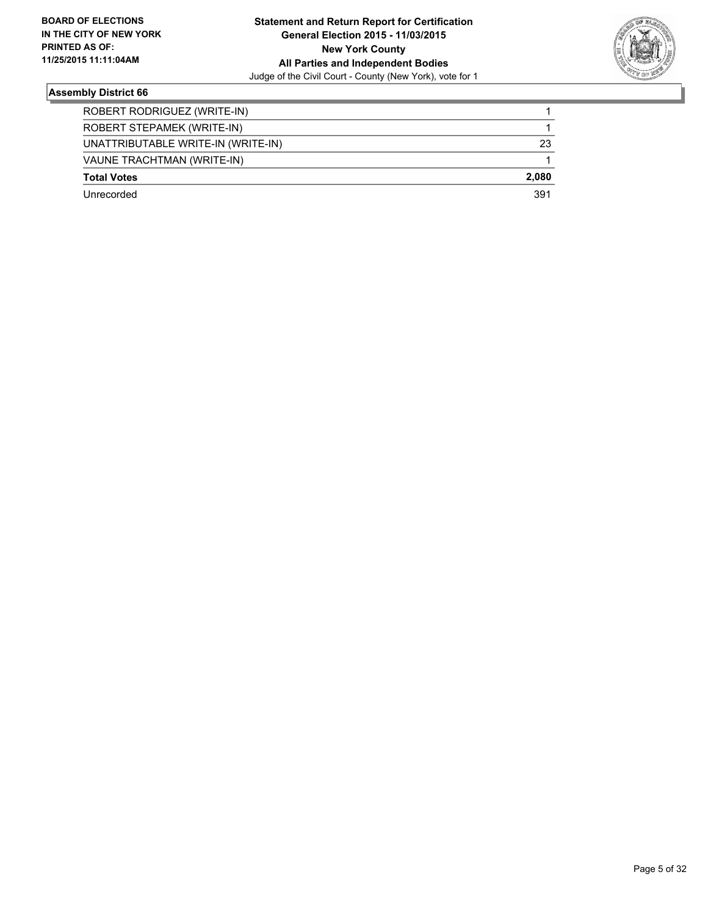**BOARD OF ELECTIONS IN THE CITY OF NEW YORK PRINTED AS OF: 11/25/2015 11:11:04AM**

**Statement and Return Report for Certification**
**General Election 2015 - 11/03/2015**
**New York County**
**All Parties and Independent Bodies**
Judge of the Civil Court - County (New York), vote for 1

## Assembly District 66

| | |
|---|---|
| ROBERT RODRIGUEZ (WRITE-IN) | 1 |
| ROBERT STEPAMEK (WRITE-IN) | 1 |
| UNATTRIBUTABLE WRITE-IN (WRITE-IN) | 23 |
| VAUNE TRACHTMAN (WRITE-IN) | 1 |
| **Total Votes** | **2,080** |
| Unrecorded | 391 |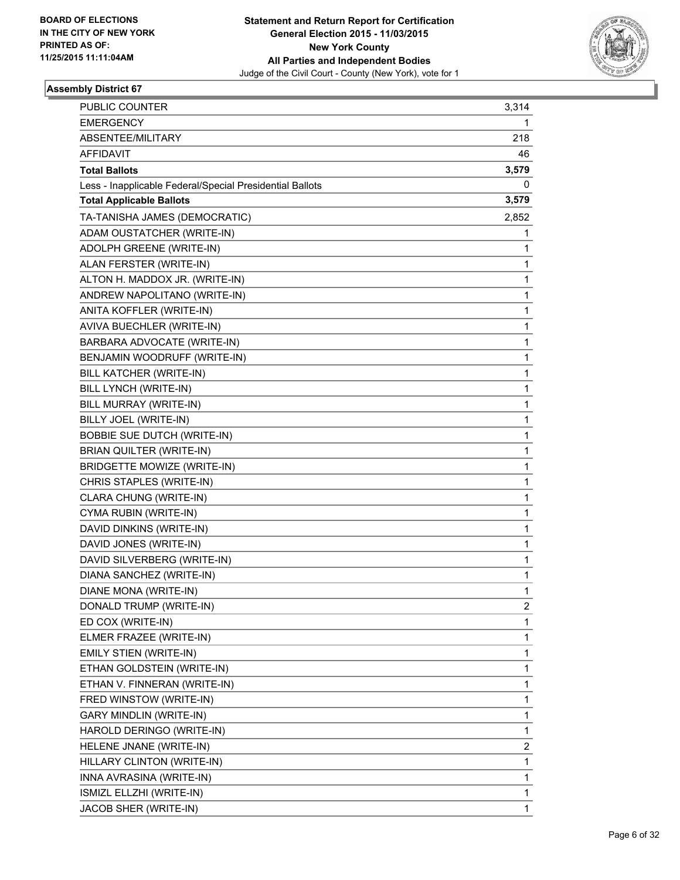BOARD OF ELECTIONS
IN THE CITY OF NEW YORK
PRINTED AS OF:
11/25/2015 11:11:04AM

**Statement and Return Report for Certification**
**General Election 2015 - 11/03/2015**
**New York County**
**All Parties and Independent Bodies**
Judge of the Civil Court - County (New York), vote for 1

### Assembly District 67

| | |
|---|---|
| PUBLIC COUNTER | 3,314 |
| EMERGENCY | 1 |
| ABSENTEE/MILITARY | 218 |
| AFFIDAVIT | 46 |
| **Total Ballots** | **3,579** |
| Less - Inapplicable Federal/Special Presidential Ballots | 0 |
| **Total Applicable Ballots** | **3,579** |
| TA-TANISHA JAMES (DEMOCRATIC) | 2,852 |
| ADAM OUSTATCHER (WRITE-IN) | 1 |
| ADOLPH GREENE (WRITE-IN) | 1 |
| ALAN FERSTER (WRITE-IN) | 1 |
| ALTON H. MADDOX JR. (WRITE-IN) | 1 |
| ANDREW NAPOLITANO (WRITE-IN) | 1 |
| ANITA KOFFLER (WRITE-IN) | 1 |
| AVIVA BUECHLER (WRITE-IN) | 1 |
| BARBARA ADVOCATE (WRITE-IN) | 1 |
| BENJAMIN WOODRUFF (WRITE-IN) | 1 |
| BILL KATCHER (WRITE-IN) | 1 |
| BILL LYNCH (WRITE-IN) | 1 |
| BILL MURRAY (WRITE-IN) | 1 |
| BILLY JOEL (WRITE-IN) | 1 |
| BOBBIE SUE DUTCH (WRITE-IN) | 1 |
| BRIAN QUILTER (WRITE-IN) | 1 |
| BRIDGETTE MOWIZE (WRITE-IN) | 1 |
| CHRIS STAPLES (WRITE-IN) | 1 |
| CLARA CHUNG (WRITE-IN) | 1 |
| CYMA RUBIN (WRITE-IN) | 1 |
| DAVID DINKINS (WRITE-IN) | 1 |
| DAVID JONES (WRITE-IN) | 1 |
| DAVID SILVERBERG (WRITE-IN) | 1 |
| DIANA SANCHEZ (WRITE-IN) | 1 |
| DIANE MONA (WRITE-IN) | 1 |
| DONALD TRUMP (WRITE-IN) | 2 |
| ED COX (WRITE-IN) | 1 |
| ELMER FRAZEE (WRITE-IN) | 1 |
| EMILY STIEN (WRITE-IN) | 1 |
| ETHAN GOLDSTEIN (WRITE-IN) | 1 |
| ETHAN V. FINNERAN (WRITE-IN) | 1 |
| FRED WINSTOW (WRITE-IN) | 1 |
| GARY MINDLIN (WRITE-IN) | 1 |
| HAROLD DERINGO (WRITE-IN) | 1 |
| HELENE JNANE (WRITE-IN) | 2 |
| HILLARY CLINTON (WRITE-IN) | 1 |
| INNA AVRASINA (WRITE-IN) | 1 |
| ISMIZL ELLZHI (WRITE-IN) | 1 |
| JACOB SHER (WRITE-IN) | 1 |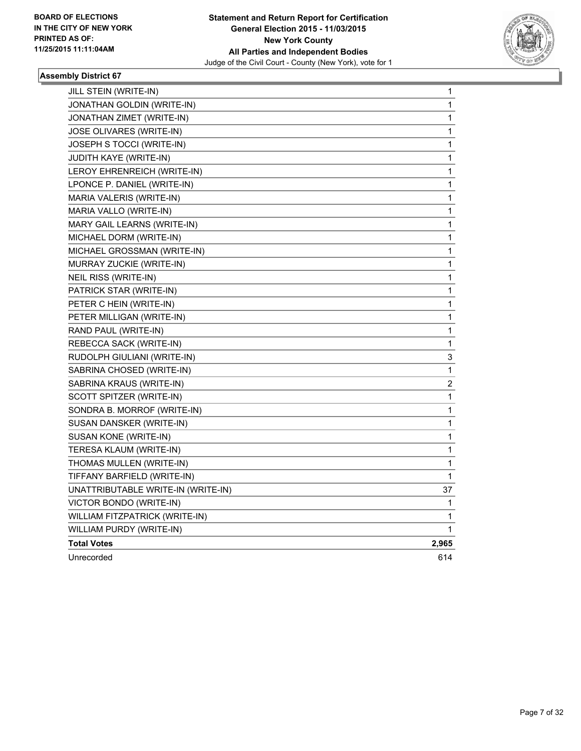BOARD OF ELECTIONS
IN THE CITY OF NEW YORK
PRINTED AS OF:
11/25/2015 11:11:04AM

**Statement and Return Report for Certification**
**General Election 2015 - 11/03/2015**
**New York County**
**All Parties and Independent Bodies**
Judge of the Civil Court - County (New York), vote for 1

### Assembly District 67

| | |
|---|---|
| JILL STEIN (WRITE-IN) | 1 |
| JONATHAN GOLDIN (WRITE-IN) | 1 |
| JONATHAN ZIMET (WRITE-IN) | 1 |
| JOSE OLIVARES (WRITE-IN) | 1 |
| JOSEPH S TOCCI (WRITE-IN) | 1 |
| JUDITH KAYE (WRITE-IN) | 1 |
| LEROY EHRENREICH (WRITE-IN) | 1 |
| LPONCE P. DANIEL (WRITE-IN) | 1 |
| MARIA VALERIS (WRITE-IN) | 1 |
| MARIA VALLO (WRITE-IN) | 1 |
| MARY GAIL LEARNS (WRITE-IN) | 1 |
| MICHAEL DORM (WRITE-IN) | 1 |
| MICHAEL GROSSMAN (WRITE-IN) | 1 |
| MURRAY ZUCKIE (WRITE-IN) | 1 |
| NEIL RISS (WRITE-IN) | 1 |
| PATRICK STAR (WRITE-IN) | 1 |
| PETER C HEIN (WRITE-IN) | 1 |
| PETER MILLIGAN (WRITE-IN) | 1 |
| RAND PAUL (WRITE-IN) | 1 |
| REBECCA SACK (WRITE-IN) | 1 |
| RUDOLPH GIULIANI (WRITE-IN) | 3 |
| SABRINA CHOSED (WRITE-IN) | 1 |
| SABRINA KRAUS (WRITE-IN) | 2 |
| SCOTT SPITZER (WRITE-IN) | 1 |
| SONDRA B. MORROF (WRITE-IN) | 1 |
| SUSAN DANSKER (WRITE-IN) | 1 |
| SUSAN KONE (WRITE-IN) | 1 |
| TERESA KLAUM (WRITE-IN) | 1 |
| THOMAS MULLEN (WRITE-IN) | 1 |
| TIFFANY BARFIELD (WRITE-IN) | 1 |
| UNATTRIBUTABLE WRITE-IN (WRITE-IN) | 37 |
| VICTOR BONDO (WRITE-IN) | 1 |
| WILLIAM FITZPATRICK (WRITE-IN) | 1 |
| WILLIAM PURDY (WRITE-IN) | 1 |
| **Total Votes** | **2,965** |
| Unrecorded | 614 |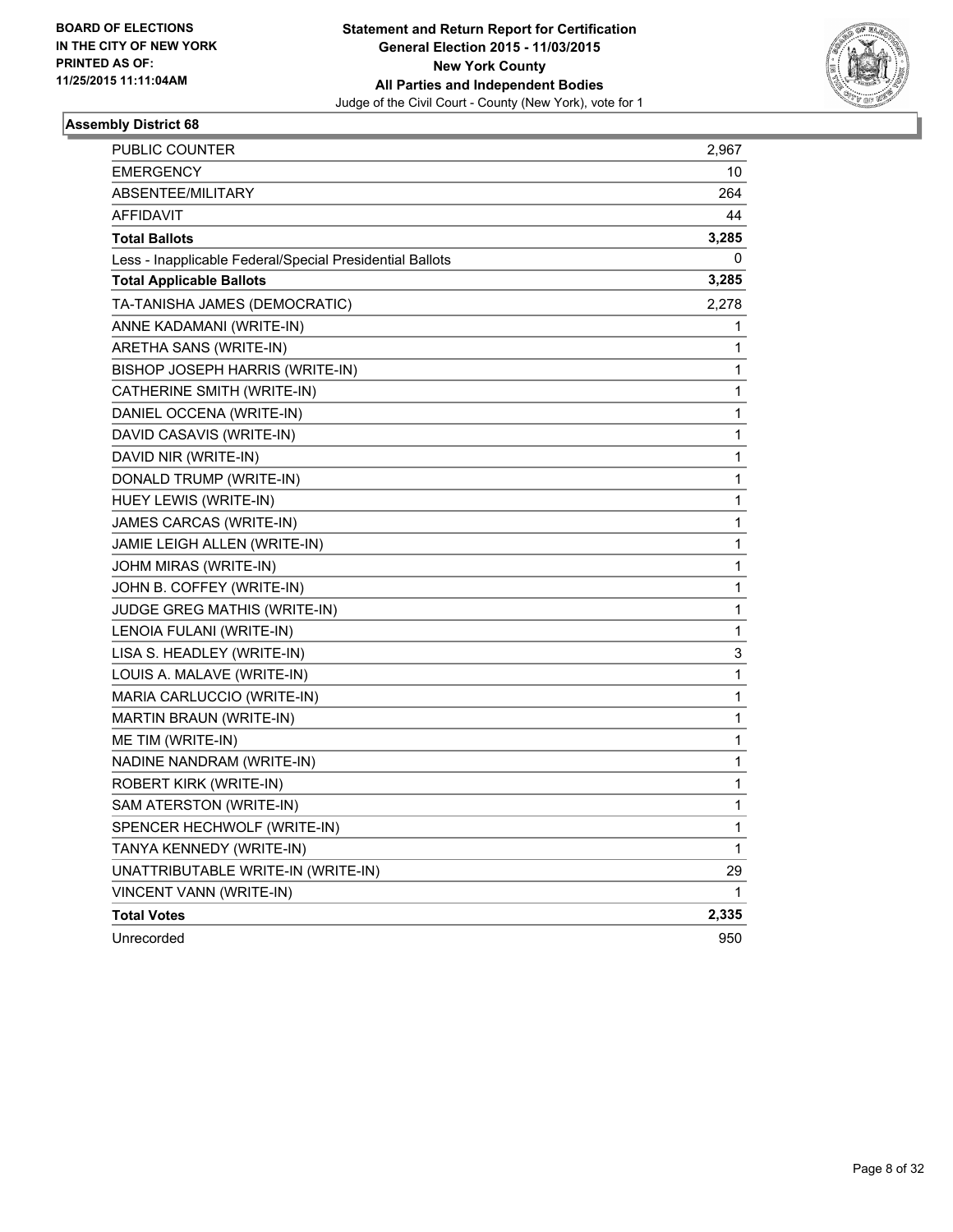BOARD OF ELECTIONS
IN THE CITY OF NEW YORK
PRINTED AS OF:
11/25/2015 11:11:04AM

**Statement and Return Report for Certification**
**General Election 2015 - 11/03/2015**
**New York County**
**All Parties and Independent Bodies**
Judge of the Civil Court - County (New York), vote for 1

### Assembly District 68

| | |
|---|---|
| PUBLIC COUNTER | 2,967 |
| EMERGENCY | 10 |
| ABSENTEE/MILITARY | 264 |
| AFFIDAVIT | 44 |
| **Total Ballots** | **3,285** |
| Less - Inapplicable Federal/Special Presidential Ballots | 0 |
| **Total Applicable Ballots** | **3,285** |
| TA-TANISHA JAMES (DEMOCRATIC) | 2,278 |
| ANNE KADAMANI (WRITE-IN) | 1 |
| ARETHA SANS (WRITE-IN) | 1 |
| BISHOP JOSEPH HARRIS (WRITE-IN) | 1 |
| CATHERINE SMITH (WRITE-IN) | 1 |
| DANIEL OCCENA (WRITE-IN) | 1 |
| DAVID CASAVIS (WRITE-IN) | 1 |
| DAVID NIR (WRITE-IN) | 1 |
| DONALD TRUMP (WRITE-IN) | 1 |
| HUEY LEWIS (WRITE-IN) | 1 |
| JAMES CARCAS (WRITE-IN) | 1 |
| JAMIE LEIGH ALLEN (WRITE-IN) | 1 |
| JOHM MIRAS (WRITE-IN) | 1 |
| JOHN B. COFFEY (WRITE-IN) | 1 |
| JUDGE GREG MATHIS (WRITE-IN) | 1 |
| LENOIA FULANI (WRITE-IN) | 1 |
| LISA S. HEADLEY (WRITE-IN) | 3 |
| LOUIS A. MALAVE (WRITE-IN) | 1 |
| MARIA CARLUCCIO (WRITE-IN) | 1 |
| MARTIN BRAUN (WRITE-IN) | 1 |
| ME TIM (WRITE-IN) | 1 |
| NADINE NANDRAM (WRITE-IN) | 1 |
| ROBERT KIRK (WRITE-IN) | 1 |
| SAM ATERSTON (WRITE-IN) | 1 |
| SPENCER HECHWOLF (WRITE-IN) | 1 |
| TANYA KENNEDY (WRITE-IN) | 1 |
| UNATTRIBUTABLE WRITE-IN (WRITE-IN) | 29 |
| VINCENT VANN (WRITE-IN) | 1 |
| **Total Votes** | **2,335** |
| Unrecorded | 950 |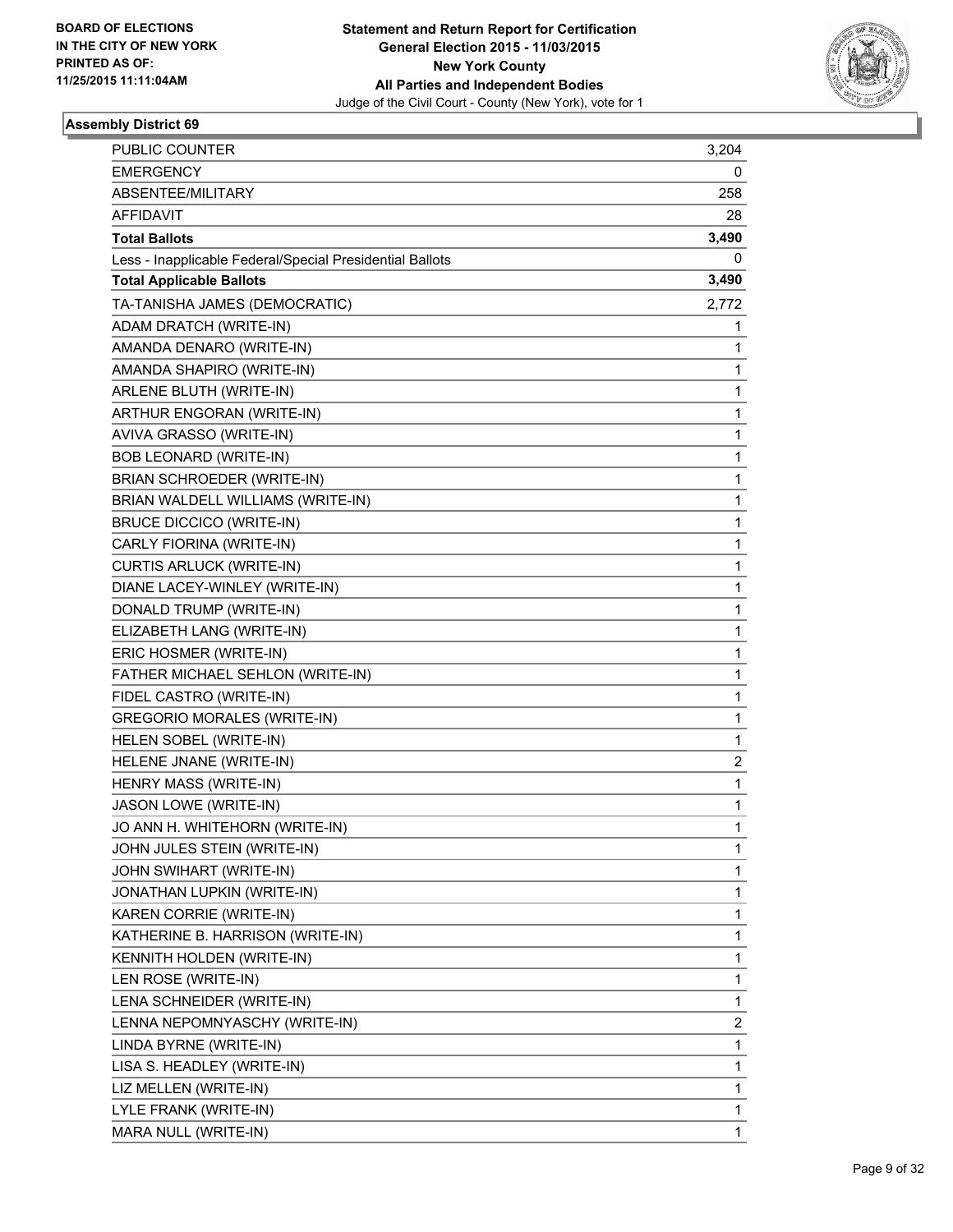**BOARD OF ELECTIONS IN THE CITY OF NEW YORK PRINTED AS OF: 11/25/2015 11:11:04AM**

**Statement and Return Report for Certification General Election 2015 - 11/03/2015 New York County All Parties and Independent Bodies**
Judge of the Civil Court - County (New York), vote for 1

### Assembly District 69

| | |
|---|---|
| PUBLIC COUNTER | 3,204 |
| EMERGENCY | 0 |
| ABSENTEE/MILITARY | 258 |
| AFFIDAVIT | 28 |
| **Total Ballots** | **3,490** |
| Less - Inapplicable Federal/Special Presidential Ballots | 0 |
| **Total Applicable Ballots** | **3,490** |
| TA-TANISHA JAMES (DEMOCRATIC) | 2,772 |
| ADAM DRATCH (WRITE-IN) | 1 |
| AMANDA DENARO (WRITE-IN) | 1 |
| AMANDA SHAPIRO (WRITE-IN) | 1 |
| ARLENE BLUTH (WRITE-IN) | 1 |
| ARTHUR ENGORAN (WRITE-IN) | 1 |
| AVIVA GRASSO (WRITE-IN) | 1 |
| BOB LEONARD (WRITE-IN) | 1 |
| BRIAN SCHROEDER (WRITE-IN) | 1 |
| BRIAN WALDELL WILLIAMS (WRITE-IN) | 1 |
| BRUCE DICCICO (WRITE-IN) | 1 |
| CARLY FIORINA (WRITE-IN) | 1 |
| CURTIS ARLUCK (WRITE-IN) | 1 |
| DIANE LACEY-WINLEY (WRITE-IN) | 1 |
| DONALD TRUMP (WRITE-IN) | 1 |
| ELIZABETH LANG (WRITE-IN) | 1 |
| ERIC HOSMER (WRITE-IN) | 1 |
| FATHER MICHAEL SEHLON (WRITE-IN) | 1 |
| FIDEL CASTRO (WRITE-IN) | 1 |
| GREGORIO MORALES (WRITE-IN) | 1 |
| HELEN SOBEL (WRITE-IN) | 1 |
| HELENE JNANE (WRITE-IN) | 2 |
| HENRY MASS (WRITE-IN) | 1 |
| JASON LOWE (WRITE-IN) | 1 |
| JO ANN H. WHITEHORN (WRITE-IN) | 1 |
| JOHN JULES STEIN (WRITE-IN) | 1 |
| JOHN SWIHART (WRITE-IN) | 1 |
| JONATHAN LUPKIN (WRITE-IN) | 1 |
| KAREN CORRIE (WRITE-IN) | 1 |
| KATHERINE B. HARRISON (WRITE-IN) | 1 |
| KENNITH HOLDEN (WRITE-IN) | 1 |
| LEN ROSE (WRITE-IN) | 1 |
| LENA SCHNEIDER (WRITE-IN) | 1 |
| LENNA NEPOMNYASCHY (WRITE-IN) | 2 |
| LINDA BYRNE (WRITE-IN) | 1 |
| LISA S. HEADLEY (WRITE-IN) | 1 |
| LIZ MELLEN (WRITE-IN) | 1 |
| LYLE FRANK (WRITE-IN) | 1 |
| MARA NULL (WRITE-IN) | 1 |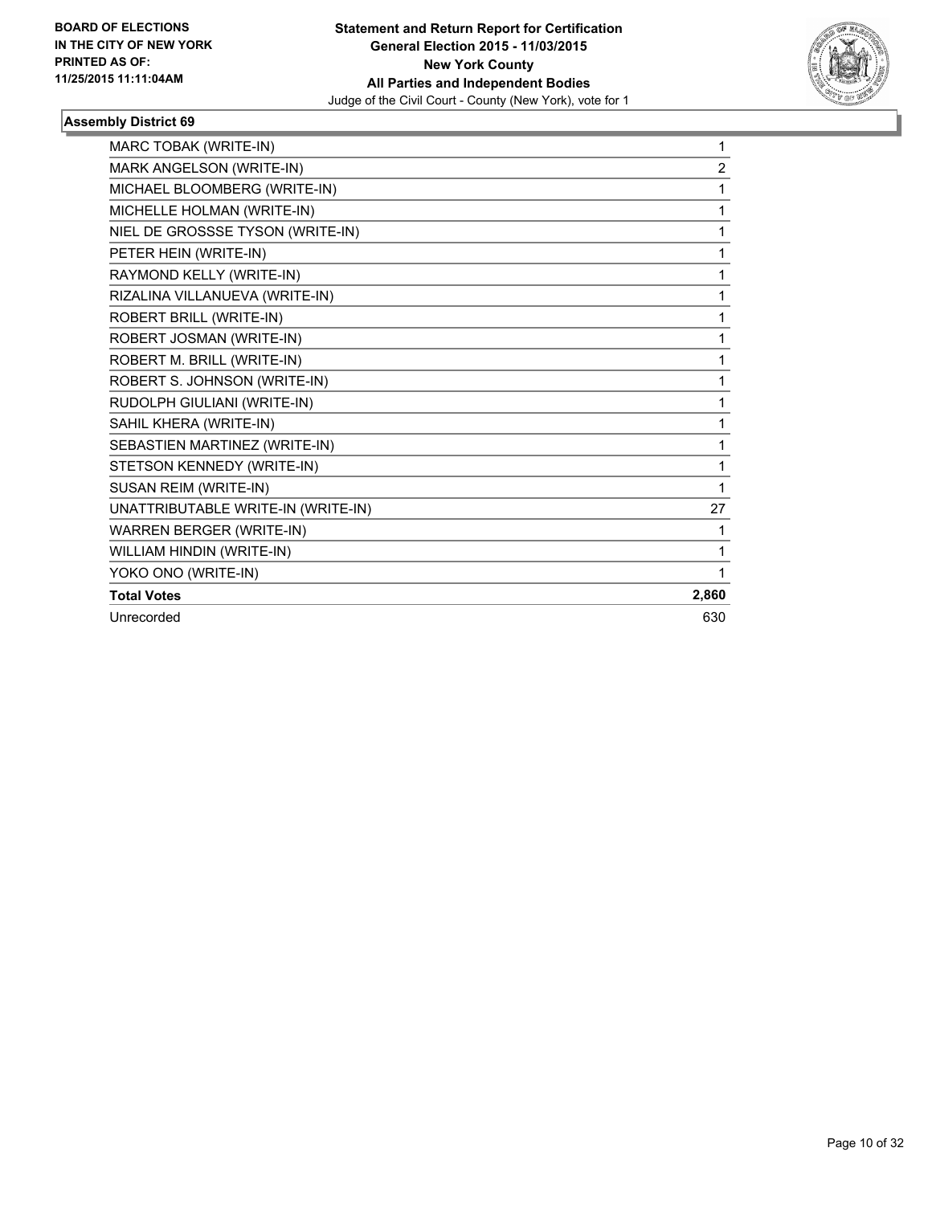**BOARD OF ELECTIONS IN THE CITY OF NEW YORK PRINTED AS OF: 11/25/2015 11:11:04AM**

**Statement and Return Report for Certification General Election 2015 - 11/03/2015 New York County All Parties and Independent Bodies**
Judge of the Civil Court - County (New York), vote for 1

### Assembly District 69

| | |
|---|---|
| MARC TOBAK (WRITE-IN) | 1 |
| MARK ANGELSON (WRITE-IN) | 2 |
| MICHAEL BLOOMBERG (WRITE-IN) | 1 |
| MICHELLE HOLMAN (WRITE-IN) | 1 |
| NIEL DE GROSSSE TYSON (WRITE-IN) | 1 |
| PETER HEIN (WRITE-IN) | 1 |
| RAYMOND KELLY (WRITE-IN) | 1 |
| RIZALINA VILLANUEVA (WRITE-IN) | 1 |
| ROBERT BRILL (WRITE-IN) | 1 |
| ROBERT JOSMAN (WRITE-IN) | 1 |
| ROBERT M. BRILL (WRITE-IN) | 1 |
| ROBERT S. JOHNSON (WRITE-IN) | 1 |
| RUDOLPH GIULIANI (WRITE-IN) | 1 |
| SAHIL KHERA (WRITE-IN) | 1 |
| SEBASTIEN MARTINEZ (WRITE-IN) | 1 |
| STETSON KENNEDY (WRITE-IN) | 1 |
| SUSAN REIM (WRITE-IN) | 1 |
| UNATTRIBUTABLE WRITE-IN (WRITE-IN) | 27 |
| WARREN BERGER (WRITE-IN) | 1 |
| WILLIAM HINDIN (WRITE-IN) | 1 |
| YOKO ONO (WRITE-IN) | 1 |
| **Total Votes** | **2,860** |
| Unrecorded | 630 |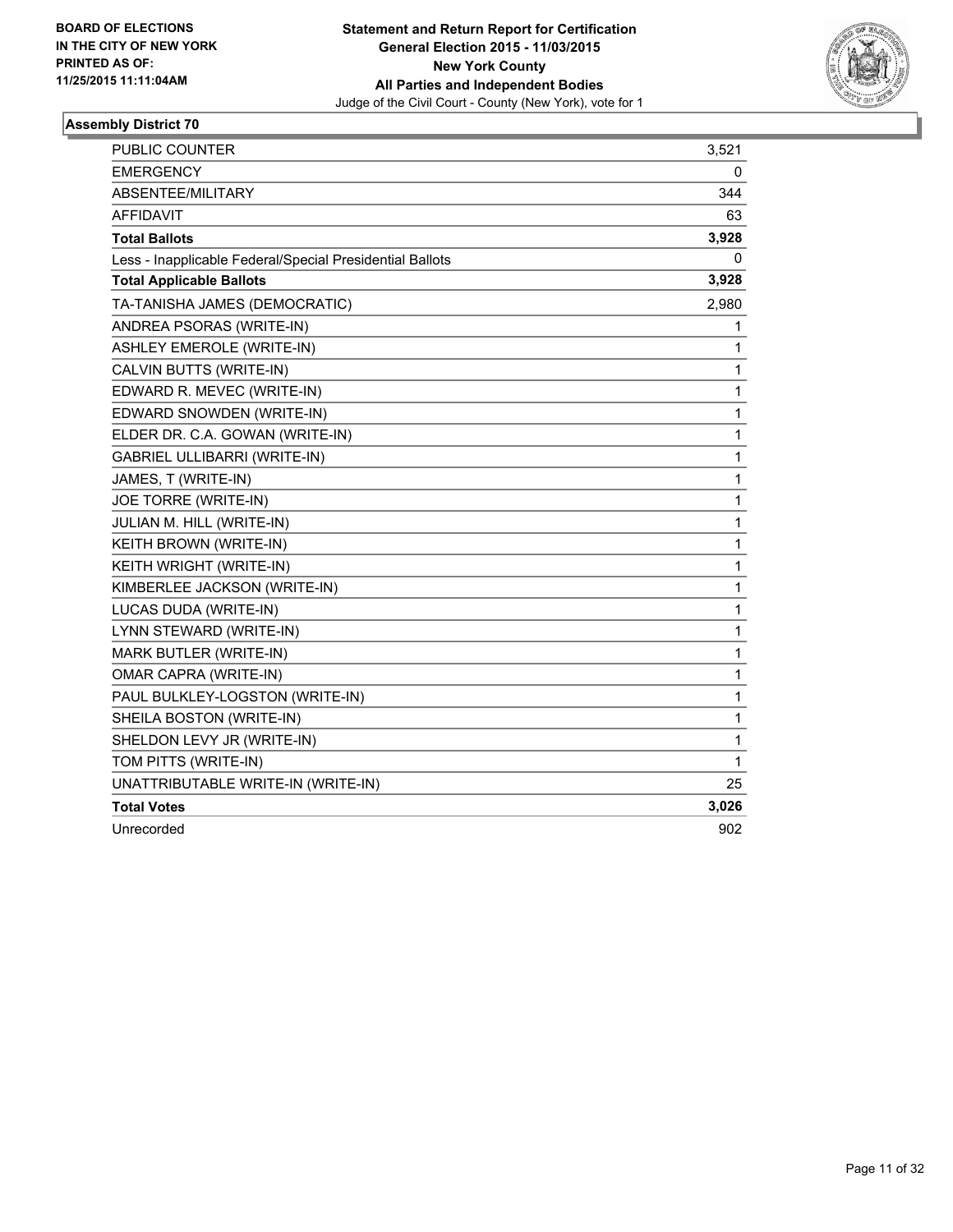**BOARD OF ELECTIONS IN THE CITY OF NEW YORK PRINTED AS OF: 11/25/2015 11:11:04AM**

**Statement and Return Report for Certification General Election 2015 - 11/03/2015 New York County All Parties and Independent Bodies**

Judge of the Civil Court - County (New York), vote for 1

### Assembly District 70

| | |
|---|---|
| PUBLIC COUNTER | 3,521 |
| EMERGENCY | 0 |
| ABSENTEE/MILITARY | 344 |
| AFFIDAVIT | 63 |
| **Total Ballots** | **3,928** |
| Less - Inapplicable Federal/Special Presidential Ballots | 0 |
| **Total Applicable Ballots** | **3,928** |
| TA-TANISHA JAMES (DEMOCRATIC) | 2,980 |
| ANDREA PSORAS (WRITE-IN) | 1 |
| ASHLEY EMEROLE (WRITE-IN) | 1 |
| CALVIN BUTTS (WRITE-IN) | 1 |
| EDWARD R. MEVEC (WRITE-IN) | 1 |
| EDWARD SNOWDEN (WRITE-IN) | 1 |
| ELDER DR. C.A. GOWAN (WRITE-IN) | 1 |
| GABRIEL ULLIBARRI (WRITE-IN) | 1 |
| JAMES, T (WRITE-IN) | 1 |
| JOE TORRE (WRITE-IN) | 1 |
| JULIAN M. HILL (WRITE-IN) | 1 |
| KEITH BROWN (WRITE-IN) | 1 |
| KEITH WRIGHT (WRITE-IN) | 1 |
| KIMBERLEE JACKSON (WRITE-IN) | 1 |
| LUCAS DUDA (WRITE-IN) | 1 |
| LYNN STEWARD (WRITE-IN) | 1 |
| MARK BUTLER (WRITE-IN) | 1 |
| OMAR CAPRA (WRITE-IN) | 1 |
| PAUL BULKLEY-LOGSTON (WRITE-IN) | 1 |
| SHEILA BOSTON (WRITE-IN) | 1 |
| SHELDON LEVY JR (WRITE-IN) | 1 |
| TOM PITTS (WRITE-IN) | 1 |
| UNATTRIBUTABLE WRITE-IN (WRITE-IN) | 25 |
| **Total Votes** | **3,026** |
| Unrecorded | 902 |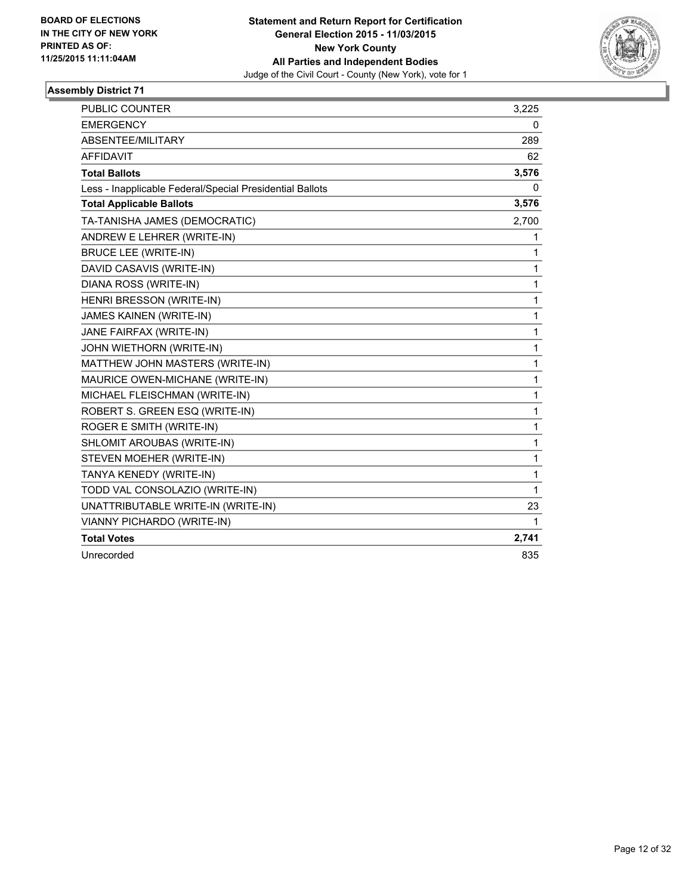**BOARD OF ELECTIONS IN THE CITY OF NEW YORK PRINTED AS OF: 11/25/2015 11:11:04AM**

**Statement and Return Report for Certification General Election 2015 - 11/03/2015 New York County All Parties and Independent Bodies**

Judge of the Civil Court - County (New York), vote for 1

## Assembly District 71

| | |
|---|---|
| PUBLIC COUNTER | 3,225 |
| EMERGENCY | 0 |
| ABSENTEE/MILITARY | 289 |
| AFFIDAVIT | 62 |
| **Total Ballots** | **3,576** |
| Less - Inapplicable Federal/Special Presidential Ballots | 0 |
| **Total Applicable Ballots** | **3,576** |
| TA-TANISHA JAMES (DEMOCRATIC) | 2,700 |
| ANDREW E LEHRER (WRITE-IN) | 1 |
| BRUCE LEE (WRITE-IN) | 1 |
| DAVID CASAVIS (WRITE-IN) | 1 |
| DIANA ROSS (WRITE-IN) | 1 |
| HENRI BRESSON (WRITE-IN) | 1 |
| JAMES KAINEN (WRITE-IN) | 1 |
| JANE FAIRFAX (WRITE-IN) | 1 |
| JOHN WIETHORN (WRITE-IN) | 1 |
| MATTHEW JOHN MASTERS (WRITE-IN) | 1 |
| MAURICE OWEN-MICHANE (WRITE-IN) | 1 |
| MICHAEL FLEISCHMAN (WRITE-IN) | 1 |
| ROBERT S. GREEN ESQ (WRITE-IN) | 1 |
| ROGER E SMITH (WRITE-IN) | 1 |
| SHLOMIT AROUBAS (WRITE-IN) | 1 |
| STEVEN MOEHER (WRITE-IN) | 1 |
| TANYA KENEDY (WRITE-IN) | 1 |
| TODD VAL CONSOLAZIO (WRITE-IN) | 1 |
| UNATTRIBUTABLE WRITE-IN (WRITE-IN) | 23 |
| VIANNY PICHARDO (WRITE-IN) | 1 |
| **Total Votes** | **2,741** |
| Unrecorded | 835 |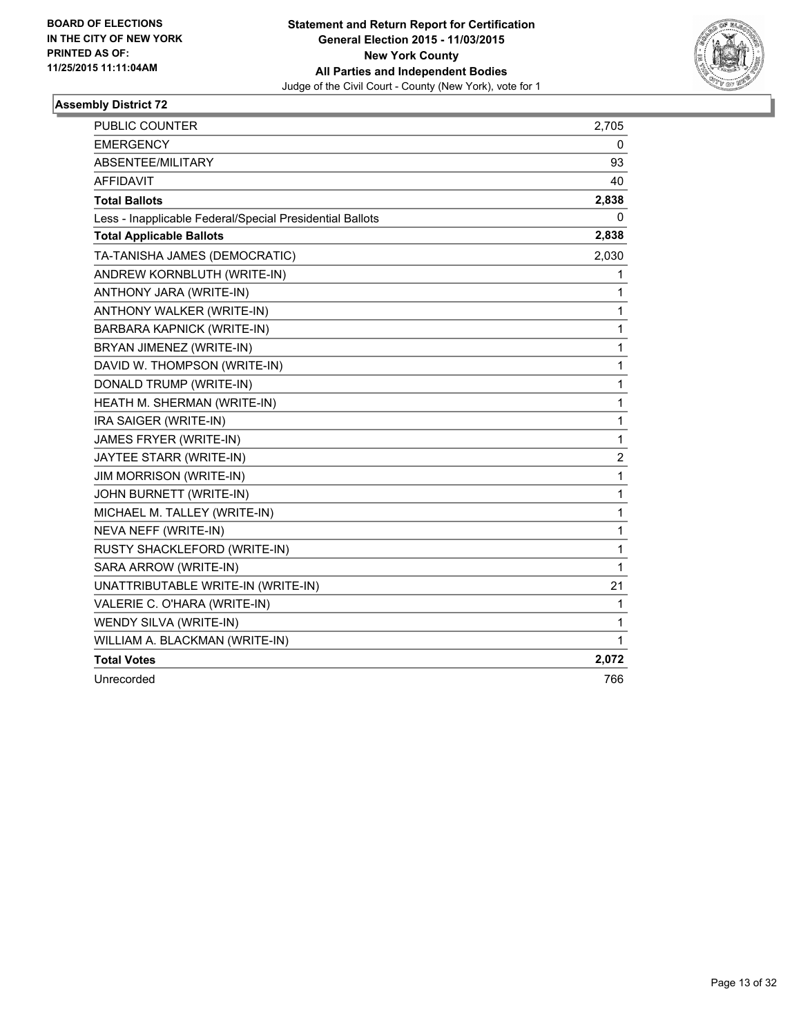BOARD OF ELECTIONS
IN THE CITY OF NEW YORK
PRINTED AS OF:
11/25/2015 11:11:04AM

**Statement and Return Report for Certification**
**General Election 2015 - 11/03/2015**
**New York County**
**All Parties and Independent Bodies**
Judge of the Civil Court - County (New York), vote for 1

### Assembly District 72

| | |
|---|---|
| PUBLIC COUNTER | 2,705 |
| EMERGENCY | 0 |
| ABSENTEE/MILITARY | 93 |
| AFFIDAVIT | 40 |
| **Total Ballots** | **2,838** |
| Less - Inapplicable Federal/Special Presidential Ballots | 0 |
| **Total Applicable Ballots** | **2,838** |
| TA-TANISHA JAMES (DEMOCRATIC) | 2,030 |
| ANDREW KORNBLUTH (WRITE-IN) | 1 |
| ANTHONY JARA (WRITE-IN) | 1 |
| ANTHONY WALKER (WRITE-IN) | 1 |
| BARBARA KAPNICK (WRITE-IN) | 1 |
| BRYAN JIMENEZ (WRITE-IN) | 1 |
| DAVID W. THOMPSON (WRITE-IN) | 1 |
| DONALD TRUMP (WRITE-IN) | 1 |
| HEATH M. SHERMAN (WRITE-IN) | 1 |
| IRA SAIGER (WRITE-IN) | 1 |
| JAMES FRYER (WRITE-IN) | 1 |
| JAYTEE STARR (WRITE-IN) | 2 |
| JIM MORRISON (WRITE-IN) | 1 |
| JOHN BURNETT (WRITE-IN) | 1 |
| MICHAEL M. TALLEY (WRITE-IN) | 1 |
| NEVA NEFF (WRITE-IN) | 1 |
| RUSTY SHACKLEFORD (WRITE-IN) | 1 |
| SARA ARROW (WRITE-IN) | 1 |
| UNATTRIBUTABLE WRITE-IN (WRITE-IN) | 21 |
| VALERIE C. O'HARA (WRITE-IN) | 1 |
| WENDY SILVA (WRITE-IN) | 1 |
| WILLIAM A. BLACKMAN (WRITE-IN) | 1 |
| **Total Votes** | **2,072** |
| Unrecorded | 766 |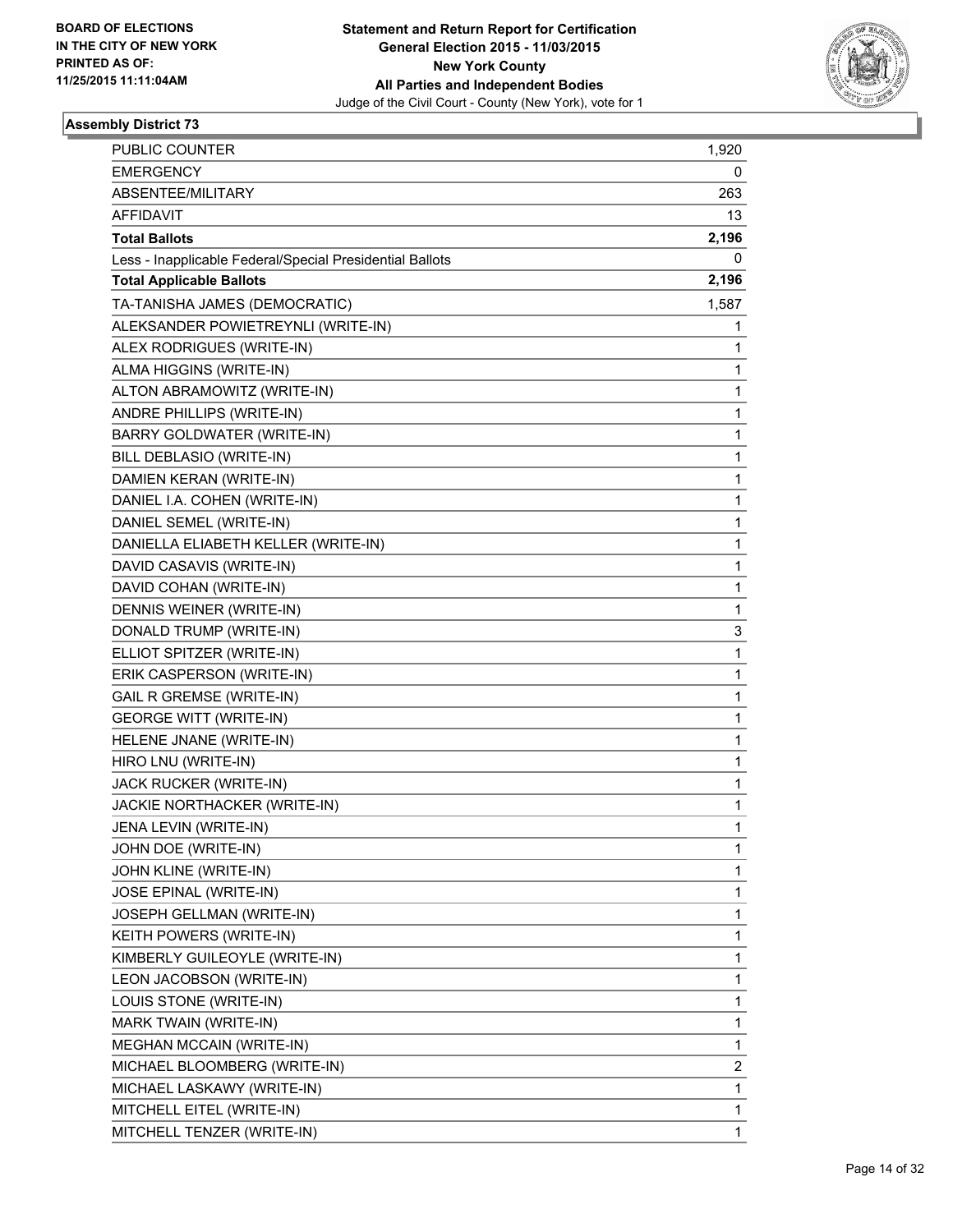BOARD OF ELECTIONS
IN THE CITY OF NEW YORK
PRINTED AS OF:
11/25/2015 11:11:04AM

**Statement and Return Report for Certification**
**General Election 2015 - 11/03/2015**
**New York County**
**All Parties and Independent Bodies**
Judge of the Civil Court - County (New York), vote for 1

### Assembly District 73

| | |
|---|---|
| PUBLIC COUNTER | 1,920 |
| EMERGENCY | 0 |
| ABSENTEE/MILITARY | 263 |
| AFFIDAVIT | 13 |
| **Total Ballots** | **2,196** |
| Less - Inapplicable Federal/Special Presidential Ballots | 0 |
| **Total Applicable Ballots** | **2,196** |
| TA-TANISHA JAMES (DEMOCRATIC) | 1,587 |
| ALEKSANDER POWIETREYNLI (WRITE-IN) | 1 |
| ALEX RODRIGUES (WRITE-IN) | 1 |
| ALMA HIGGINS (WRITE-IN) | 1 |
| ALTON ABRAMOWITZ (WRITE-IN) | 1 |
| ANDRE PHILLIPS (WRITE-IN) | 1 |
| BARRY GOLDWATER (WRITE-IN) | 1 |
| BILL DEBLASIO (WRITE-IN) | 1 |
| DAMIEN KERAN (WRITE-IN) | 1 |
| DANIEL I.A. COHEN (WRITE-IN) | 1 |
| DANIEL SEMEL (WRITE-IN) | 1 |
| DANIELLA ELIABETH KELLER (WRITE-IN) | 1 |
| DAVID CASAVIS (WRITE-IN) | 1 |
| DAVID COHAN (WRITE-IN) | 1 |
| DENNIS WEINER (WRITE-IN) | 1 |
| DONALD TRUMP (WRITE-IN) | 3 |
| ELLIOT SPITZER (WRITE-IN) | 1 |
| ERIK CASPERSON (WRITE-IN) | 1 |
| GAIL R GREMSE (WRITE-IN) | 1 |
| GEORGE WITT (WRITE-IN) | 1 |
| HELENE JNANE (WRITE-IN) | 1 |
| HIRO LNU (WRITE-IN) | 1 |
| JACK RUCKER (WRITE-IN) | 1 |
| JACKIE NORTHACKER (WRITE-IN) | 1 |
| JENA LEVIN (WRITE-IN) | 1 |
| JOHN DOE (WRITE-IN) | 1 |
| JOHN KLINE (WRITE-IN) | 1 |
| JOSE EPINAL (WRITE-IN) | 1 |
| JOSEPH GELLMAN (WRITE-IN) | 1 |
| KEITH POWERS (WRITE-IN) | 1 |
| KIMBERLY GUILEOYLE (WRITE-IN) | 1 |
| LEON JACOBSON (WRITE-IN) | 1 |
| LOUIS STONE (WRITE-IN) | 1 |
| MARK TWAIN (WRITE-IN) | 1 |
| MEGHAN MCCAIN (WRITE-IN) | 1 |
| MICHAEL BLOOMBERG (WRITE-IN) | 2 |
| MICHAEL LASKAWY (WRITE-IN) | 1 |
| MITCHELL EITEL (WRITE-IN) | 1 |
| MITCHELL TENZER (WRITE-IN) | 1 |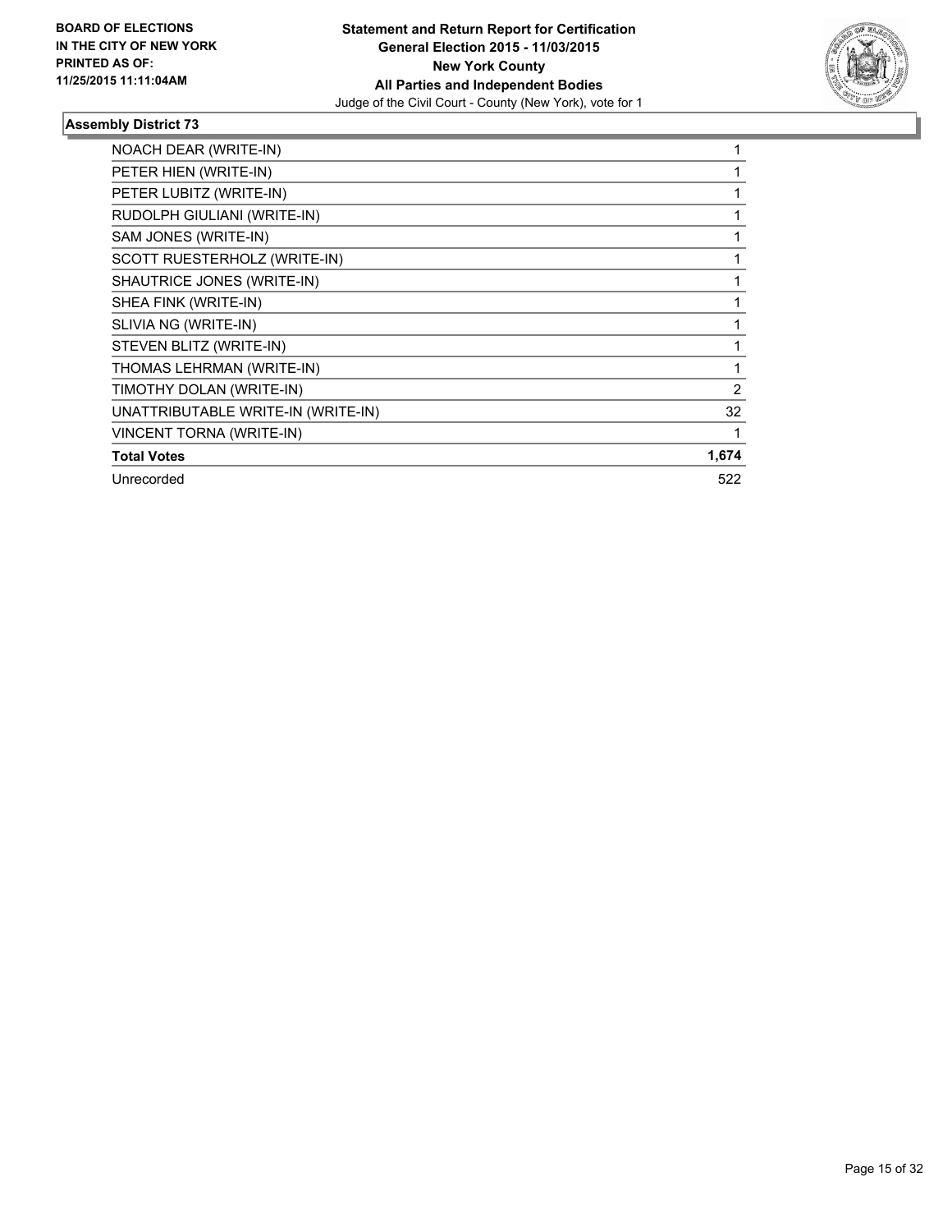**BOARD OF ELECTIONS IN THE CITY OF NEW YORK PRINTED AS OF: 11/25/2015 11:11:04AM**

**Statement and Return Report for Certification**
**General Election 2015 - 11/03/2015**
**New York County**
**All Parties and Independent Bodies**
Judge of the Civil Court - County (New York), vote for 1

### Assembly District 73

| | |
|---|---|
| NOACH DEAR (WRITE-IN) | 1 |
| PETER HIEN (WRITE-IN) | 1 |
| PETER LUBITZ (WRITE-IN) | 1 |
| RUDOLPH GIULIANI (WRITE-IN) | 1 |
| SAM JONES (WRITE-IN) | 1 |
| SCOTT RUESTERHOLZ (WRITE-IN) | 1 |
| SHAUTRICE JONES (WRITE-IN) | 1 |
| SHEA FINK (WRITE-IN) | 1 |
| SLIVIA NG (WRITE-IN) | 1 |
| STEVEN BLITZ (WRITE-IN) | 1 |
| THOMAS LEHRMAN (WRITE-IN) | 1 |
| TIMOTHY DOLAN (WRITE-IN) | 2 |
| UNATTRIBUTABLE WRITE-IN (WRITE-IN) | 32 |
| VINCENT TORNA (WRITE-IN) | 1 |
| **Total Votes** | **1,674** |
| Unrecorded | 522 |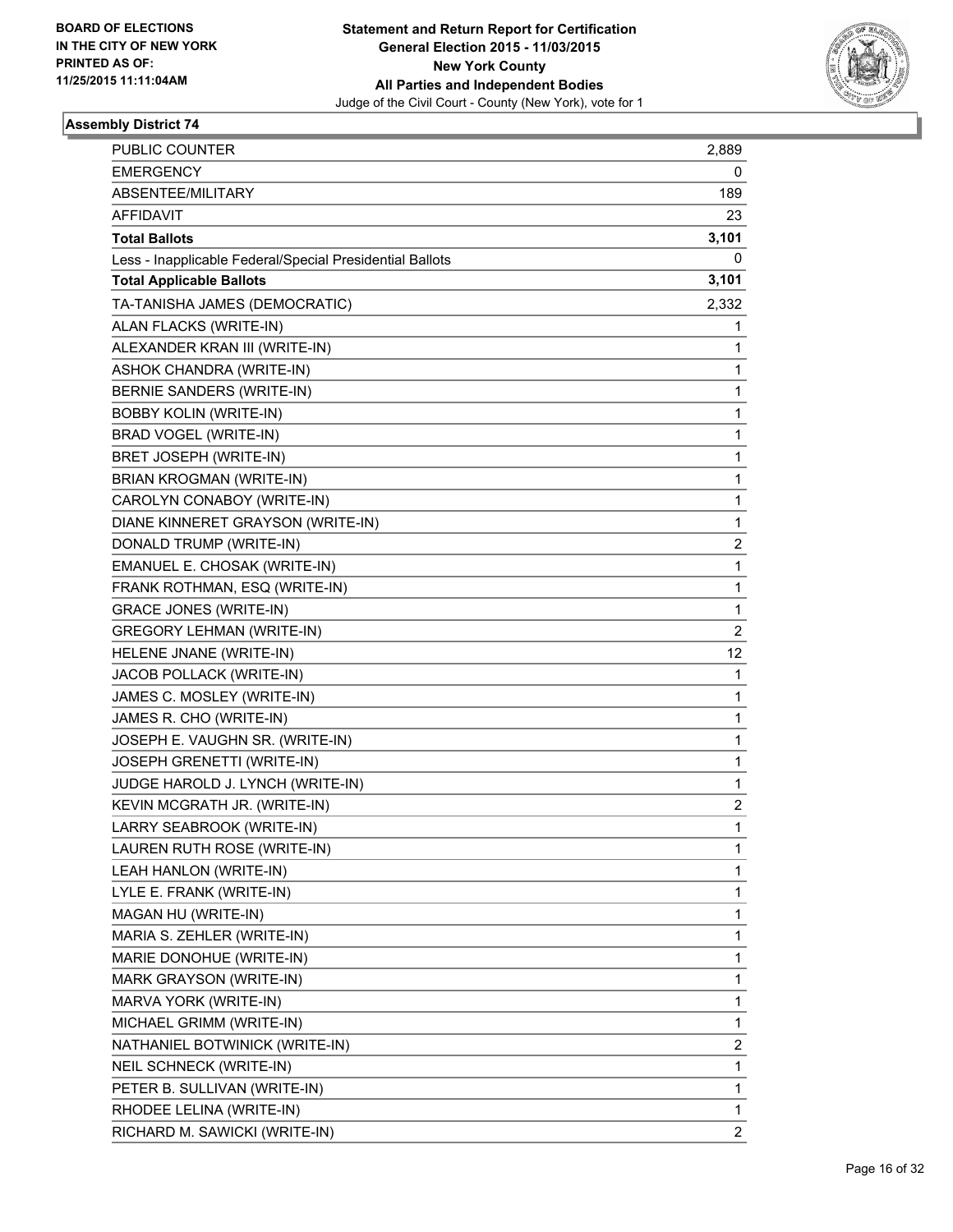**BOARD OF ELECTIONS IN THE CITY OF NEW YORK PRINTED AS OF: 11/25/2015 11:11:04AM**

**Statement and Return Report for Certification General Election 2015 - 11/03/2015 New York County All Parties and Independent Bodies**
Judge of the Civil Court - County (New York), vote for 1

### Assembly District 74

| | |
|---|---|
| PUBLIC COUNTER | 2,889 |
| EMERGENCY | 0 |
| ABSENTEE/MILITARY | 189 |
| AFFIDAVIT | 23 |
| **Total Ballots** | **3,101** |
| Less - Inapplicable Federal/Special Presidential Ballots | 0 |
| **Total Applicable Ballots** | **3,101** |
| TA-TANISHA JAMES (DEMOCRATIC) | 2,332 |
| ALAN FLACKS (WRITE-IN) | 1 |
| ALEXANDER KRAN III (WRITE-IN) | 1 |
| ASHOK CHANDRA (WRITE-IN) | 1 |
| BERNIE SANDERS (WRITE-IN) | 1 |
| BOBBY KOLIN (WRITE-IN) | 1 |
| BRAD VOGEL (WRITE-IN) | 1 |
| BRET JOSEPH (WRITE-IN) | 1 |
| BRIAN KROGMAN (WRITE-IN) | 1 |
| CAROLYN CONABOY (WRITE-IN) | 1 |
| DIANE KINNERET GRAYSON (WRITE-IN) | 1 |
| DONALD TRUMP (WRITE-IN) | 2 |
| EMANUEL E. CHOSAK (WRITE-IN) | 1 |
| FRANK ROTHMAN, ESQ (WRITE-IN) | 1 |
| GRACE JONES (WRITE-IN) | 1 |
| GREGORY LEHMAN (WRITE-IN) | 2 |
| HELENE JNANE (WRITE-IN) | 12 |
| JACOB POLLACK (WRITE-IN) | 1 |
| JAMES C. MOSLEY (WRITE-IN) | 1 |
| JAMES R. CHO (WRITE-IN) | 1 |
| JOSEPH E. VAUGHN SR. (WRITE-IN) | 1 |
| JOSEPH GRENETTI (WRITE-IN) | 1 |
| JUDGE HAROLD J. LYNCH (WRITE-IN) | 1 |
| KEVIN MCGRATH JR. (WRITE-IN) | 2 |
| LARRY SEABROOK (WRITE-IN) | 1 |
| LAUREN RUTH ROSE (WRITE-IN) | 1 |
| LEAH HANLON (WRITE-IN) | 1 |
| LYLE E. FRANK (WRITE-IN) | 1 |
| MAGAN HU (WRITE-IN) | 1 |
| MARIA S. ZEHLER (WRITE-IN) | 1 |
| MARIE DONOHUE (WRITE-IN) | 1 |
| MARK GRAYSON (WRITE-IN) | 1 |
| MARVA YORK (WRITE-IN) | 1 |
| MICHAEL GRIMM (WRITE-IN) | 1 |
| NATHANIEL BOTWINICK (WRITE-IN) | 2 |
| NEIL SCHNECK (WRITE-IN) | 1 |
| PETER B. SULLIVAN (WRITE-IN) | 1 |
| RHODEE LELINA (WRITE-IN) | 1 |
| RICHARD M. SAWICKI (WRITE-IN) | 2 |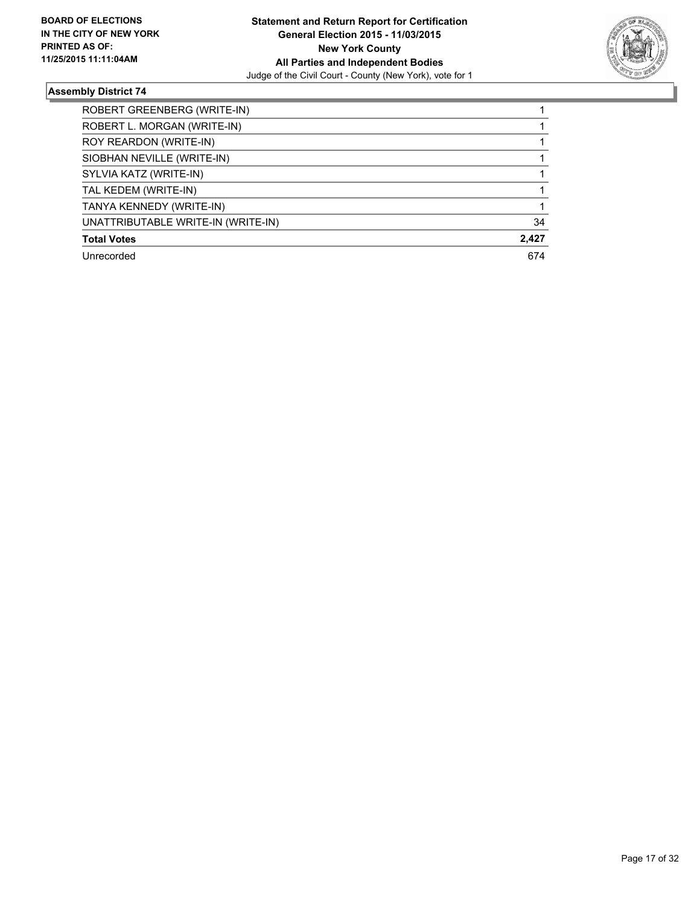BOARD OF ELECTIONS
IN THE CITY OF NEW YORK
PRINTED AS OF:
11/25/2015 11:11:04AM

**Statement and Return Report for Certification**
**General Election 2015 - 11/03/2015**
**New York County**
**All Parties and Independent Bodies**
Judge of the Civil Court - County (New York), vote for 1

### Assembly District 74

| | |
|---|---|
| ROBERT GREENBERG (WRITE-IN) | 1 |
| ROBERT L. MORGAN (WRITE-IN) | 1 |
| ROY REARDON (WRITE-IN) | 1 |
| SIOBHAN NEVILLE (WRITE-IN) | 1 |
| SYLVIA KATZ (WRITE-IN) | 1 |
| TAL KEDEM (WRITE-IN) | 1 |
| TANYA KENNEDY (WRITE-IN) | 1 |
| UNATTRIBUTABLE WRITE-IN (WRITE-IN) | 34 |
| **Total Votes** | **2,427** |
| Unrecorded | 674 |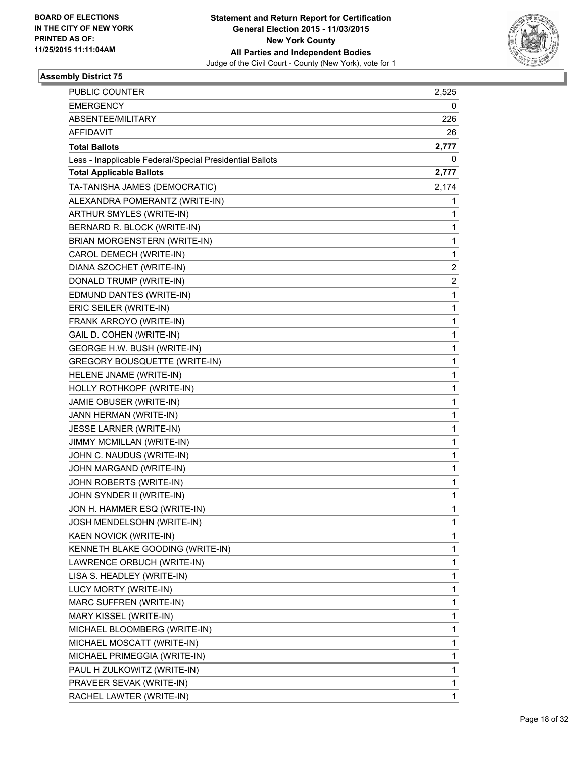**BOARD OF ELECTIONS IN THE CITY OF NEW YORK PRINTED AS OF: 11/25/2015 11:11:04AM**

**Statement and Return Report for Certification General Election 2015 - 11/03/2015 New York County All Parties and Independent Bodies**
Judge of the Civil Court - County (New York), vote for 1

### Assembly District 75

| | |
|---|---|
| PUBLIC COUNTER | 2,525 |
| EMERGENCY | 0 |
| ABSENTEE/MILITARY | 226 |
| AFFIDAVIT | 26 |
| **Total Ballots** | **2,777** |
| Less - Inapplicable Federal/Special Presidential Ballots | 0 |
| **Total Applicable Ballots** | **2,777** |
| TA-TANISHA JAMES (DEMOCRATIC) | 2,174 |
| ALEXANDRA POMERANTZ (WRITE-IN) | 1 |
| ARTHUR SMYLES (WRITE-IN) | 1 |
| BERNARD R. BLOCK (WRITE-IN) | 1 |
| BRIAN MORGENSTERN (WRITE-IN) | 1 |
| CAROL DEMECH (WRITE-IN) | 1 |
| DIANA SZOCHET (WRITE-IN) | 2 |
| DONALD TRUMP (WRITE-IN) | 2 |
| EDMUND DANTES (WRITE-IN) | 1 |
| ERIC SEILER (WRITE-IN) | 1 |
| FRANK ARROYO (WRITE-IN) | 1 |
| GAIL D. COHEN (WRITE-IN) | 1 |
| GEORGE H.W. BUSH (WRITE-IN) | 1 |
| GREGORY BOUSQUETTE (WRITE-IN) | 1 |
| HELENE JNAME (WRITE-IN) | 1 |
| HOLLY ROTHKOPF (WRITE-IN) | 1 |
| JAMIE OBUSER (WRITE-IN) | 1 |
| JANN HERMAN (WRITE-IN) | 1 |
| JESSE LARNER (WRITE-IN) | 1 |
| JIMMY MCMILLAN (WRITE-IN) | 1 |
| JOHN C. NAUDUS (WRITE-IN) | 1 |
| JOHN MARGAND (WRITE-IN) | 1 |
| JOHN ROBERTS (WRITE-IN) | 1 |
| JOHN SYNDER II (WRITE-IN) | 1 |
| JON H. HAMMER ESQ (WRITE-IN) | 1 |
| JOSH MENDELSOHN (WRITE-IN) | 1 |
| KAEN NOVICK (WRITE-IN) | 1 |
| KENNETH BLAKE GOODING (WRITE-IN) | 1 |
| LAWRENCE ORBUCH (WRITE-IN) | 1 |
| LISA S. HEADLEY (WRITE-IN) | 1 |
| LUCY MORTY (WRITE-IN) | 1 |
| MARC SUFFREN (WRITE-IN) | 1 |
| MARY KISSEL (WRITE-IN) | 1 |
| MICHAEL BLOOMBERG (WRITE-IN) | 1 |
| MICHAEL MOSCATT (WRITE-IN) | 1 |
| MICHAEL PRIMEGGIA (WRITE-IN) | 1 |
| PAUL H ZULKOWITZ (WRITE-IN) | 1 |
| PRAVEER SEVAK (WRITE-IN) | 1 |
| RACHEL LAWTER (WRITE-IN) | 1 |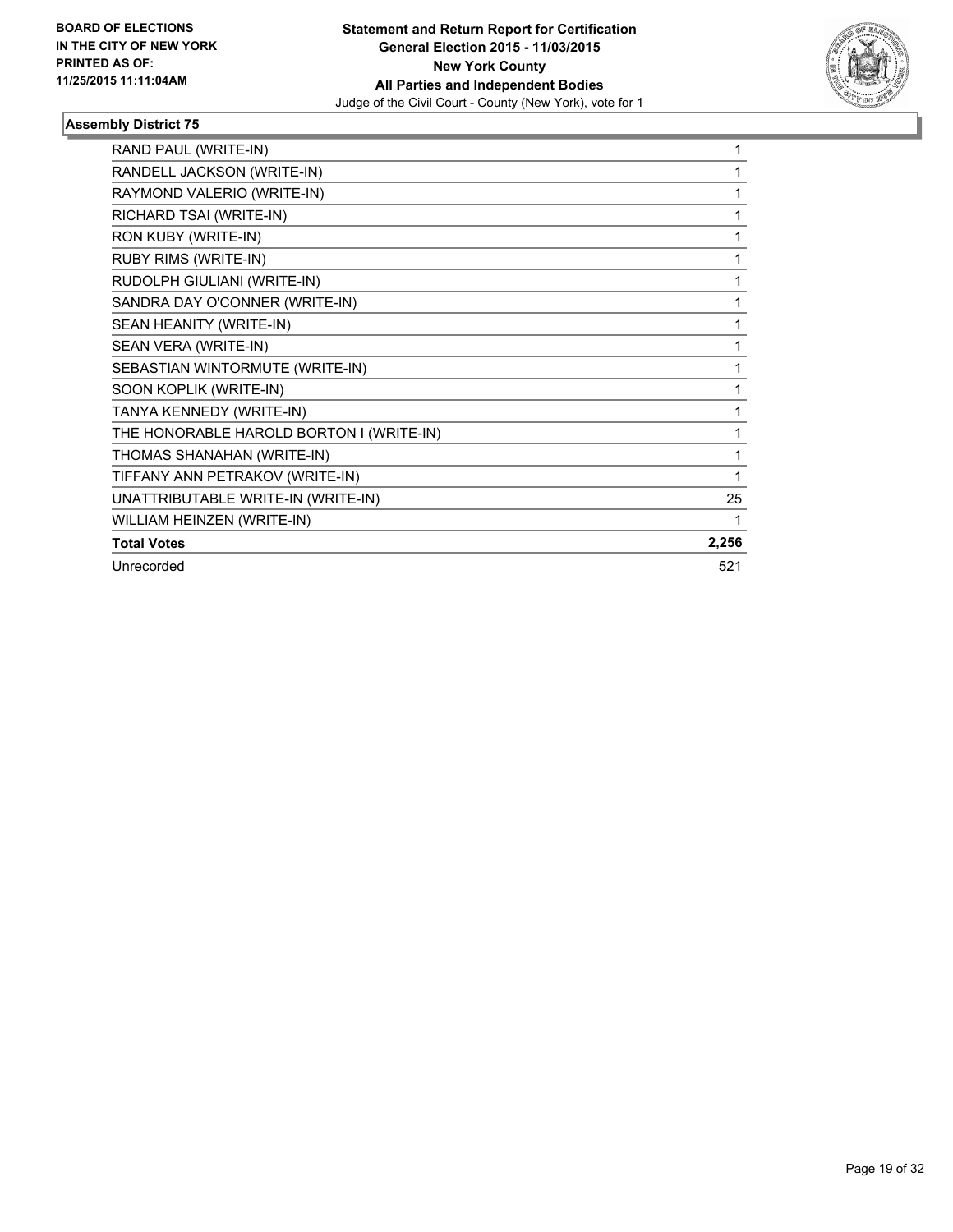**BOARD OF ELECTIONS IN THE CITY OF NEW YORK PRINTED AS OF: 11/25/2015 11:11:04AM**

**Statement and Return Report for Certification General Election 2015 - 11/03/2015 New York County All Parties and Independent Bodies**
Judge of the Civil Court - County (New York), vote for 1

### Assembly District 75

| | |
|---|---|
| RAND PAUL (WRITE-IN) | 1 |
| RANDELL JACKSON (WRITE-IN) | 1 |
| RAYMOND VALERIO (WRITE-IN) | 1 |
| RICHARD TSAI (WRITE-IN) | 1 |
| RON KUBY (WRITE-IN) | 1 |
| RUBY RIMS (WRITE-IN) | 1 |
| RUDOLPH GIULIANI (WRITE-IN) | 1 |
| SANDRA DAY O'CONNER (WRITE-IN) | 1 |
| SEAN HEANITY (WRITE-IN) | 1 |
| SEAN VERA (WRITE-IN) | 1 |
| SEBASTIAN WINTORMUTE (WRITE-IN) | 1 |
| SOON KOPLIK (WRITE-IN) | 1 |
| TANYA KENNEDY (WRITE-IN) | 1 |
| THE HONORABLE HAROLD BORTON I (WRITE-IN) | 1 |
| THOMAS SHANAHAN (WRITE-IN) | 1 |
| TIFFANY ANN PETRAKOV (WRITE-IN) | 1 |
| UNATTRIBUTABLE WRITE-IN (WRITE-IN) | 25 |
| WILLIAM HEINZEN (WRITE-IN) | 1 |
| **Total Votes** | **2,256** |
| Unrecorded | 521 |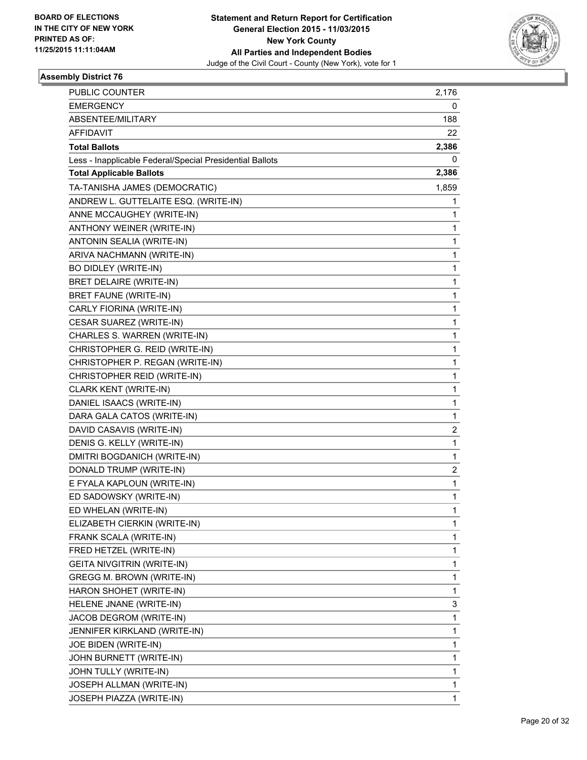BOARD OF ELECTIONS
IN THE CITY OF NEW YORK
PRINTED AS OF:
11/25/2015 11:11:04AM

**Statement and Return Report for Certification**
**General Election 2015 - 11/03/2015**
**New York County**
**All Parties and Independent Bodies**
Judge of the Civil Court - County (New York), vote for 1

### Assembly District 76

| | |
|---|---|
| PUBLIC COUNTER | 2,176 |
| EMERGENCY | 0 |
| ABSENTEE/MILITARY | 188 |
| AFFIDAVIT | 22 |
| **Total Ballots** | **2,386** |
| Less - Inapplicable Federal/Special Presidential Ballots | 0 |
| **Total Applicable Ballots** | **2,386** |
| TA-TANISHA JAMES (DEMOCRATIC) | 1,859 |
| ANDREW L. GUTTELAITE ESQ. (WRITE-IN) | 1 |
| ANNE MCCAUGHEY (WRITE-IN) | 1 |
| ANTHONY WEINER (WRITE-IN) | 1 |
| ANTONIN SEALIA (WRITE-IN) | 1 |
| ARIVA NACHMANN (WRITE-IN) | 1 |
| BO DIDLEY (WRITE-IN) | 1 |
| BRET DELAIRE (WRITE-IN) | 1 |
| BRET FAUNE (WRITE-IN) | 1 |
| CARLY FIORINA (WRITE-IN) | 1 |
| CESAR SUAREZ (WRITE-IN) | 1 |
| CHARLES S. WARREN (WRITE-IN) | 1 |
| CHRISTOPHER G. REID (WRITE-IN) | 1 |
| CHRISTOPHER P. REGAN (WRITE-IN) | 1 |
| CHRISTOPHER REID (WRITE-IN) | 1 |
| CLARK KENT (WRITE-IN) | 1 |
| DANIEL ISAACS (WRITE-IN) | 1 |
| DARA GALA CATOS (WRITE-IN) | 1 |
| DAVID CASAVIS (WRITE-IN) | 2 |
| DENIS G. KELLY (WRITE-IN) | 1 |
| DMITRI BOGDANICH (WRITE-IN) | 1 |
| DONALD TRUMP (WRITE-IN) | 2 |
| E FYALA KAPLOUN (WRITE-IN) | 1 |
| ED SADOWSKY (WRITE-IN) | 1 |
| ED WHELAN (WRITE-IN) | 1 |
| ELIZABETH CIERKIN (WRITE-IN) | 1 |
| FRANK SCALA (WRITE-IN) | 1 |
| FRED HETZEL (WRITE-IN) | 1 |
| GEITA NIVGITRIN (WRITE-IN) | 1 |
| GREGG M. BROWN (WRITE-IN) | 1 |
| HARON SHOHET (WRITE-IN) | 1 |
| HELENE JNANE (WRITE-IN) | 3 |
| JACOB DEGROM (WRITE-IN) | 1 |
| JENNIFER KIRKLAND (WRITE-IN) | 1 |
| JOE BIDEN (WRITE-IN) | 1 |
| JOHN BURNETT (WRITE-IN) | 1 |
| JOHN TULLY (WRITE-IN) | 1 |
| JOSEPH ALLMAN (WRITE-IN) | 1 |
| JOSEPH PIAZZA (WRITE-IN) | 1 |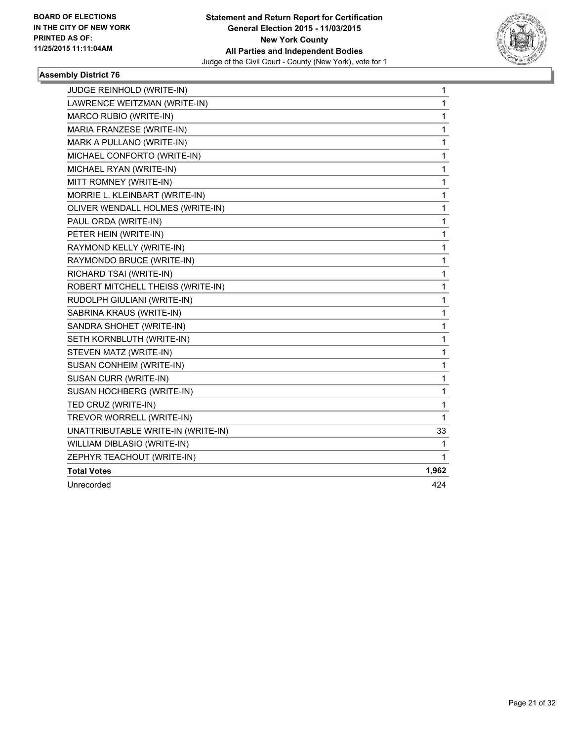**BOARD OF ELECTIONS IN THE CITY OF NEW YORK PRINTED AS OF: 11/25/2015 11:11:04AM**

**Statement and Return Report for Certification General Election 2015 - 11/03/2015 New York County All Parties and Independent Bodies**
Judge of the Civil Court - County (New York), vote for 1

### Assembly District 76

| | |
|---|---|
| JUDGE REINHOLD (WRITE-IN) | 1 |
| LAWRENCE WEITZMAN (WRITE-IN) | 1 |
| MARCO RUBIO (WRITE-IN) | 1 |
| MARIA FRANZESE (WRITE-IN) | 1 |
| MARK A PULLANO (WRITE-IN) | 1 |
| MICHAEL CONFORTO (WRITE-IN) | 1 |
| MICHAEL RYAN (WRITE-IN) | 1 |
| MITT ROMNEY (WRITE-IN) | 1 |
| MORRIE L. KLEINBART (WRITE-IN) | 1 |
| OLIVER WENDALL HOLMES (WRITE-IN) | 1 |
| PAUL ORDA (WRITE-IN) | 1 |
| PETER HEIN (WRITE-IN) | 1 |
| RAYMOND KELLY (WRITE-IN) | 1 |
| RAYMONDO BRUCE (WRITE-IN) | 1 |
| RICHARD TSAI (WRITE-IN) | 1 |
| ROBERT MITCHELL THEISS (WRITE-IN) | 1 |
| RUDOLPH GIULIANI (WRITE-IN) | 1 |
| SABRINA KRAUS (WRITE-IN) | 1 |
| SANDRA SHOHET (WRITE-IN) | 1 |
| SETH KORNBLUTH (WRITE-IN) | 1 |
| STEVEN MATZ (WRITE-IN) | 1 |
| SUSAN CONHEIM (WRITE-IN) | 1 |
| SUSAN CURR (WRITE-IN) | 1 |
| SUSAN HOCHBERG (WRITE-IN) | 1 |
| TED CRUZ (WRITE-IN) | 1 |
| TREVOR WORRELL (WRITE-IN) | 1 |
| UNATTRIBUTABLE WRITE-IN (WRITE-IN) | 33 |
| WILLIAM DIBLASIO (WRITE-IN) | 1 |
| ZEPHYR TEACHOUT (WRITE-IN) | 1 |
| **Total Votes** | **1,962** |
| Unrecorded | 424 |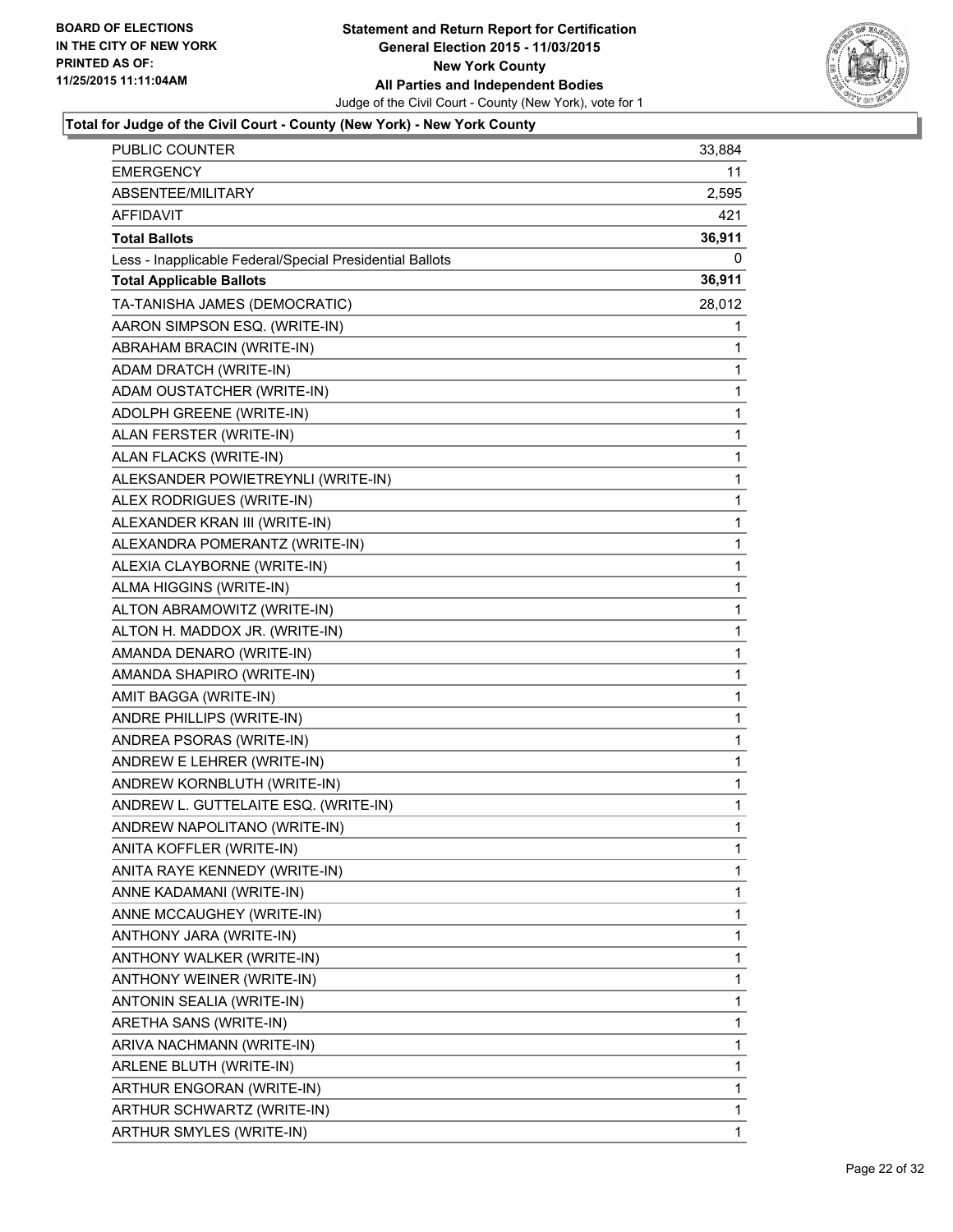**Total for Judge of the Civil Court - County (New York) - New York County**

| | |
|---|---|
| PUBLIC COUNTER | 33,884 |
| EMERGENCY | 11 |
| ABSENTEE/MILITARY | 2,595 |
| AFFIDAVIT | 421 |
| **Total Ballots** | **36,911** |
| Less - Inapplicable Federal/Special Presidential Ballots | 0 |
| **Total Applicable Ballots** | **36,911** |
| TA-TANISHA JAMES (DEMOCRATIC) | 28,012 |
| AARON SIMPSON ESQ. (WRITE-IN) | 1 |
| ABRAHAM BRACIN (WRITE-IN) | 1 |
| ADAM DRATCH (WRITE-IN) | 1 |
| ADAM OUSTATCHER (WRITE-IN) | 1 |
| ADOLPH GREENE (WRITE-IN) | 1 |
| ALAN FERSTER (WRITE-IN) | 1 |
| ALAN FLACKS (WRITE-IN) | 1 |
| ALEKSANDER POWIETREYNLI (WRITE-IN) | 1 |
| ALEX RODRIGUES (WRITE-IN) | 1 |
| ALEXANDER KRAN III (WRITE-IN) | 1 |
| ALEXANDRA POMERANTZ (WRITE-IN) | 1 |
| ALEXIA CLAYBORNE (WRITE-IN) | 1 |
| ALMA HIGGINS (WRITE-IN) | 1 |
| ALTON ABRAMOWITZ (WRITE-IN) | 1 |
| ALTON H. MADDOX JR. (WRITE-IN) | 1 |
| AMANDA DENARO (WRITE-IN) | 1 |
| AMANDA SHAPIRO (WRITE-IN) | 1 |
| AMIT BAGGA (WRITE-IN) | 1 |
| ANDRE PHILLIPS (WRITE-IN) | 1 |
| ANDREA PSORAS (WRITE-IN) | 1 |
| ANDREW E LEHRER (WRITE-IN) | 1 |
| ANDREW KORNBLUTH (WRITE-IN) | 1 |
| ANDREW L. GUTTELAITE ESQ. (WRITE-IN) | 1 |
| ANDREW NAPOLITANO (WRITE-IN) | 1 |
| ANITA KOFFLER (WRITE-IN) | 1 |
| ANITA RAYE KENNEDY (WRITE-IN) | 1 |
| ANNE KADAMANI (WRITE-IN) | 1 |
| ANNE MCCAUGHEY (WRITE-IN) | 1 |
| ANTHONY JARA (WRITE-IN) | 1 |
| ANTHONY WALKER (WRITE-IN) | 1 |
| ANTHONY WEINER (WRITE-IN) | 1 |
| ANTONIN SEALIA (WRITE-IN) | 1 |
| ARETHA SANS (WRITE-IN) | 1 |
| ARIVA NACHMANN (WRITE-IN) | 1 |
| ARLENE BLUTH (WRITE-IN) | 1 |
| ARTHUR ENGORAN (WRITE-IN) | 1 |
| ARTHUR SCHWARTZ (WRITE-IN) | 1 |
| ARTHUR SMYLES (WRITE-IN) | 1 |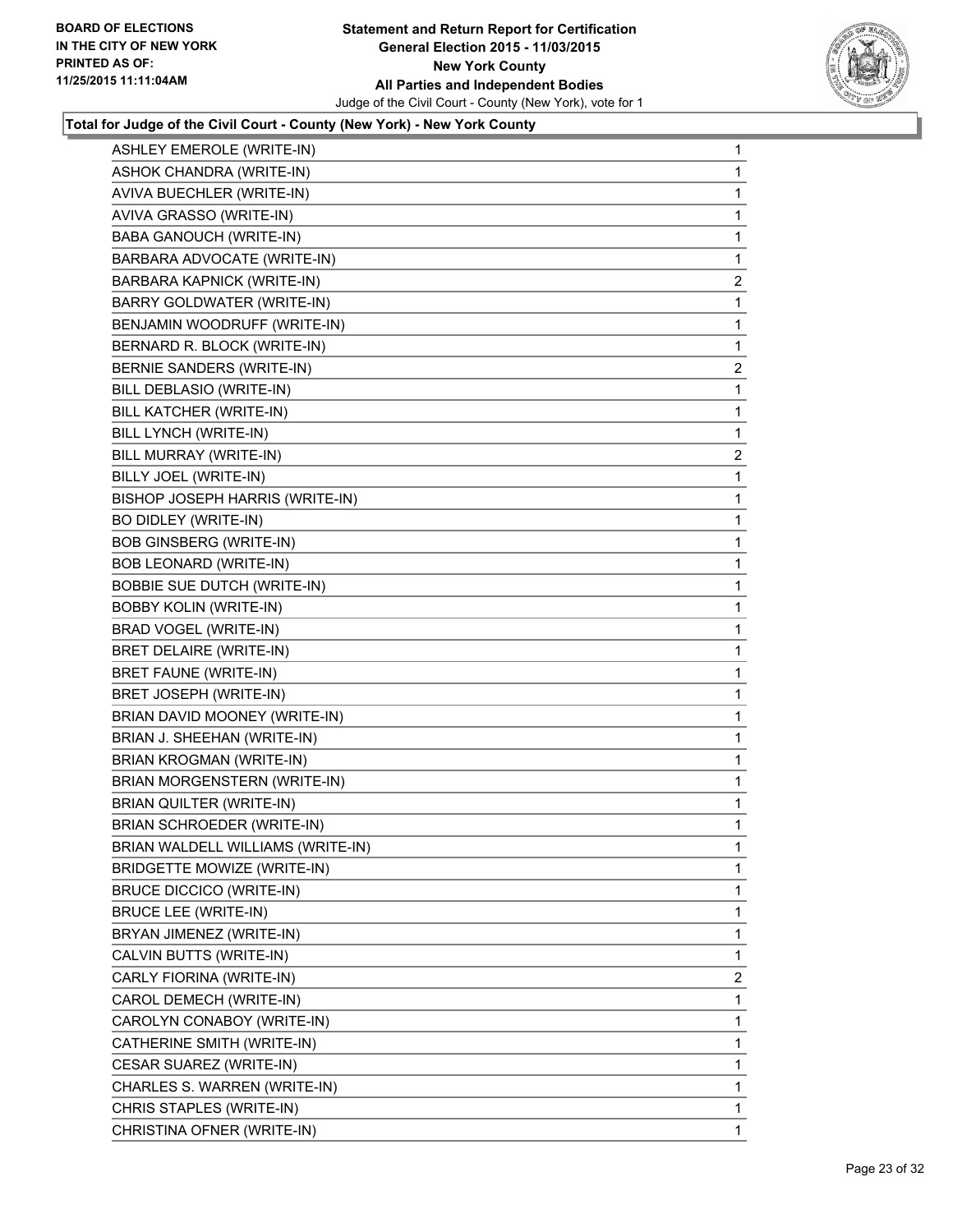**Total for Judge of the Civil Court - County (New York) - New York County**

| | |
|---|---|
| ASHLEY EMEROLE (WRITE-IN) | 1 |
| ASHOK CHANDRA (WRITE-IN) | 1 |
| AVIVA BUECHLER (WRITE-IN) | 1 |
| AVIVA GRASSO (WRITE-IN) | 1 |
| BABA GANOUCH (WRITE-IN) | 1 |
| BARBARA ADVOCATE (WRITE-IN) | 1 |
| BARBARA KAPNICK (WRITE-IN) | 2 |
| BARRY GOLDWATER (WRITE-IN) | 1 |
| BENJAMIN WOODRUFF (WRITE-IN) | 1 |
| BERNARD R. BLOCK (WRITE-IN) | 1 |
| BERNIE SANDERS (WRITE-IN) | 2 |
| BILL DEBLASIO (WRITE-IN) | 1 |
| BILL KATCHER (WRITE-IN) | 1 |
| BILL LYNCH (WRITE-IN) | 1 |
| BILL MURRAY (WRITE-IN) | 2 |
| BILLY JOEL (WRITE-IN) | 1 |
| BISHOP JOSEPH HARRIS (WRITE-IN) | 1 |
| BO DIDLEY (WRITE-IN) | 1 |
| BOB GINSBERG (WRITE-IN) | 1 |
| BOB LEONARD (WRITE-IN) | 1 |
| BOBBIE SUE DUTCH (WRITE-IN) | 1 |
| BOBBY KOLIN (WRITE-IN) | 1 |
| BRAD VOGEL (WRITE-IN) | 1 |
| BRET DELAIRE (WRITE-IN) | 1 |
| BRET FAUNE (WRITE-IN) | 1 |
| BRET JOSEPH (WRITE-IN) | 1 |
| BRIAN DAVID MOONEY (WRITE-IN) | 1 |
| BRIAN J. SHEEHAN (WRITE-IN) | 1 |
| BRIAN KROGMAN (WRITE-IN) | 1 |
| BRIAN MORGENSTERN (WRITE-IN) | 1 |
| BRIAN QUILTER (WRITE-IN) | 1 |
| BRIAN SCHROEDER (WRITE-IN) | 1 |
| BRIAN WALDELL WILLIAMS (WRITE-IN) | 1 |
| BRIDGETTE MOWIZE (WRITE-IN) | 1 |
| BRUCE DICCICO (WRITE-IN) | 1 |
| BRUCE LEE (WRITE-IN) | 1 |
| BRYAN JIMENEZ (WRITE-IN) | 1 |
| CALVIN BUTTS (WRITE-IN) | 1 |
| CARLY FIORINA (WRITE-IN) | 2 |
| CAROL DEMECH (WRITE-IN) | 1 |
| CAROLYN CONABOY (WRITE-IN) | 1 |
| CATHERINE SMITH (WRITE-IN) | 1 |
| CESAR SUAREZ (WRITE-IN) | 1 |
| CHARLES S. WARREN (WRITE-IN) | 1 |
| CHRIS STAPLES (WRITE-IN) | 1 |
| CHRISTINA OFNER (WRITE-IN) | 1 |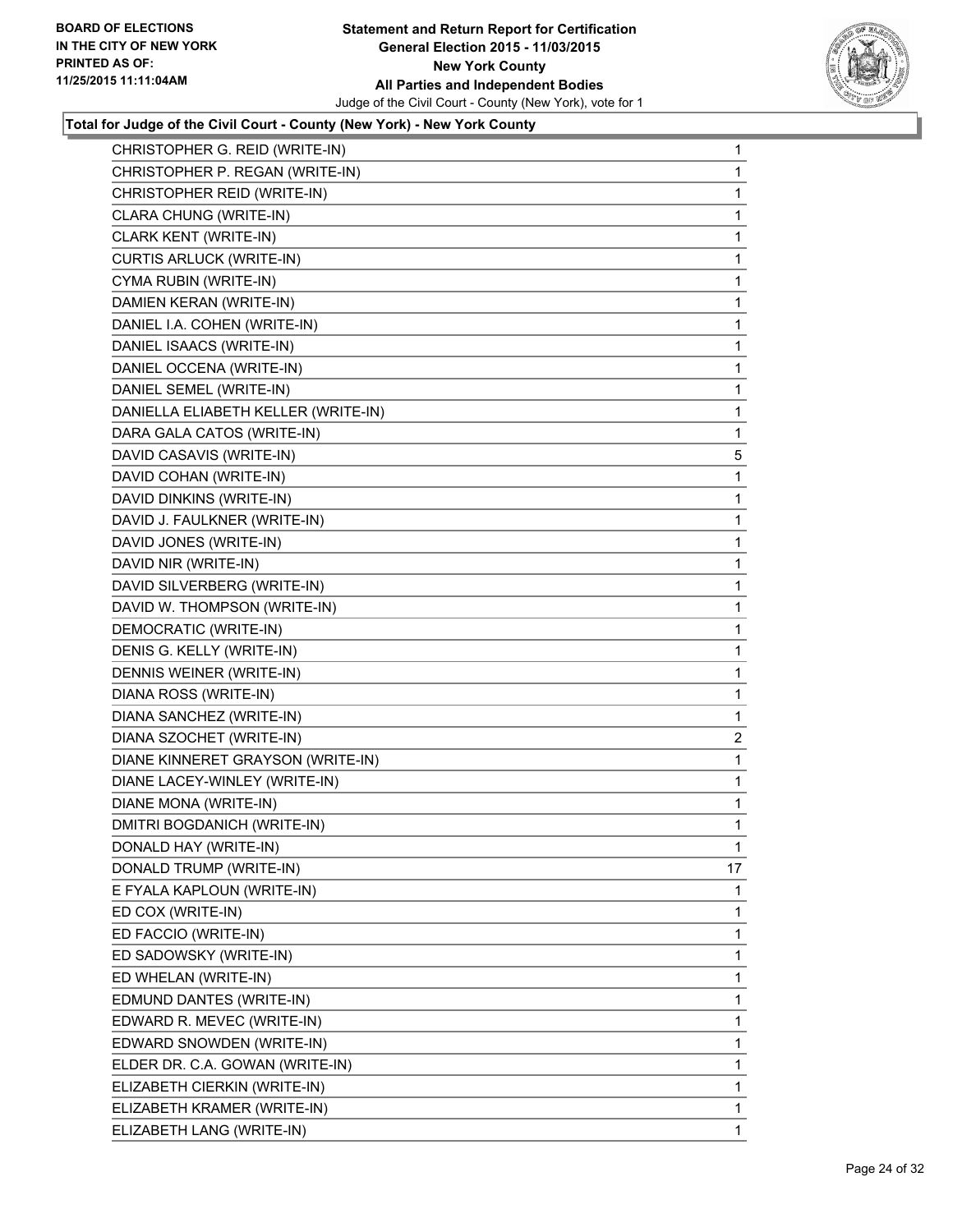**Total for Judge of the Civil Court - County (New York) - New York County**

| | |
|---|---|
| CHRISTOPHER G. REID (WRITE-IN) | 1 |
| CHRISTOPHER P. REGAN (WRITE-IN) | 1 |
| CHRISTOPHER REID (WRITE-IN) | 1 |
| CLARA CHUNG (WRITE-IN) | 1 |
| CLARK KENT (WRITE-IN) | 1 |
| CURTIS ARLUCK (WRITE-IN) | 1 |
| CYMA RUBIN (WRITE-IN) | 1 |
| DAMIEN KERAN (WRITE-IN) | 1 |
| DANIEL I.A. COHEN (WRITE-IN) | 1 |
| DANIEL ISAACS (WRITE-IN) | 1 |
| DANIEL OCCENA (WRITE-IN) | 1 |
| DANIEL SEMEL (WRITE-IN) | 1 |
| DANIELLA ELIABETH KELLER (WRITE-IN) | 1 |
| DARA GALA CATOS (WRITE-IN) | 1 |
| DAVID CASAVIS (WRITE-IN) | 5 |
| DAVID COHAN (WRITE-IN) | 1 |
| DAVID DINKINS (WRITE-IN) | 1 |
| DAVID J. FAULKNER (WRITE-IN) | 1 |
| DAVID JONES (WRITE-IN) | 1 |
| DAVID NIR (WRITE-IN) | 1 |
| DAVID SILVERBERG (WRITE-IN) | 1 |
| DAVID W. THOMPSON (WRITE-IN) | 1 |
| DEMOCRATIC (WRITE-IN) | 1 |
| DENIS G. KELLY (WRITE-IN) | 1 |
| DENNIS WEINER (WRITE-IN) | 1 |
| DIANA ROSS (WRITE-IN) | 1 |
| DIANA SANCHEZ (WRITE-IN) | 1 |
| DIANA SZOCHET (WRITE-IN) | 2 |
| DIANE KINNERET GRAYSON (WRITE-IN) | 1 |
| DIANE LACEY-WINLEY (WRITE-IN) | 1 |
| DIANE MONA (WRITE-IN) | 1 |
| DMITRI BOGDANICH (WRITE-IN) | 1 |
| DONALD HAY (WRITE-IN) | 1 |
| DONALD TRUMP (WRITE-IN) | 17 |
| E FYALA KAPLOUN (WRITE-IN) | 1 |
| ED COX (WRITE-IN) | 1 |
| ED FACCIO (WRITE-IN) | 1 |
| ED SADOWSKY (WRITE-IN) | 1 |
| ED WHELAN (WRITE-IN) | 1 |
| EDMUND DANTES (WRITE-IN) | 1 |
| EDWARD R. MEVEC (WRITE-IN) | 1 |
| EDWARD SNOWDEN (WRITE-IN) | 1 |
| ELDER DR. C.A. GOWAN (WRITE-IN) | 1 |
| ELIZABETH CIERKIN (WRITE-IN) | 1 |
| ELIZABETH KRAMER (WRITE-IN) | 1 |
| ELIZABETH LANG (WRITE-IN) | 1 |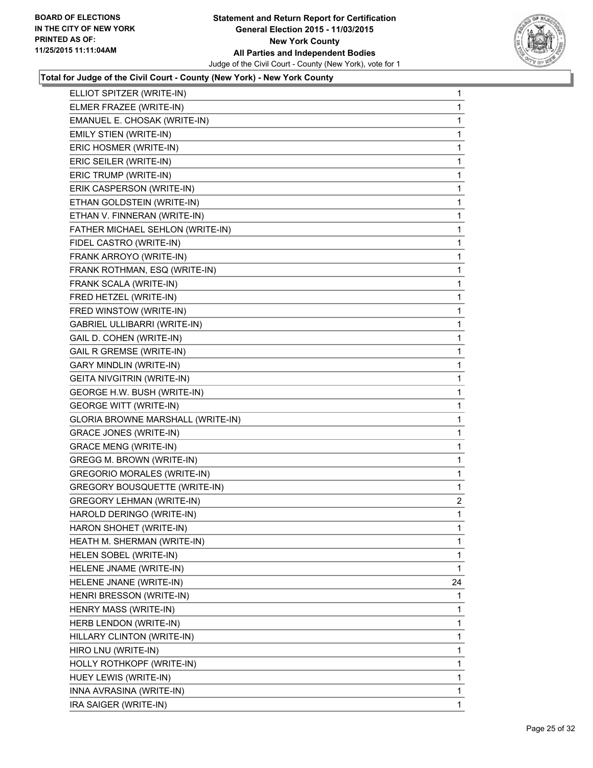**Statement and Return Report for Certification**
**General Election 2015 - 11/03/2015**
**New York County**
**All Parties and Independent Bodies**
Judge of the Civil Court - County (New York), vote for 1

BOARD OF ELECTIONS
IN THE CITY OF NEW YORK
PRINTED AS OF:
11/25/2015 11:11:04AM

**Total for Judge of the Civil Court - County (New York) - New York County**

| | |
|---|---|
| ELLIOT SPITZER (WRITE-IN) | 1 |
| ELMER FRAZEE (WRITE-IN) | 1 |
| EMANUEL E. CHOSAK (WRITE-IN) | 1 |
| EMILY STIEN (WRITE-IN) | 1 |
| ERIC HOSMER (WRITE-IN) | 1 |
| ERIC SEILER (WRITE-IN) | 1 |
| ERIC TRUMP (WRITE-IN) | 1 |
| ERIK CASPERSON (WRITE-IN) | 1 |
| ETHAN GOLDSTEIN (WRITE-IN) | 1 |
| ETHAN V. FINNERAN (WRITE-IN) | 1 |
| FATHER MICHAEL SEHLON (WRITE-IN) | 1 |
| FIDEL CASTRO (WRITE-IN) | 1 |
| FRANK ARROYO (WRITE-IN) | 1 |
| FRANK ROTHMAN, ESQ (WRITE-IN) | 1 |
| FRANK SCALA (WRITE-IN) | 1 |
| FRED HETZEL (WRITE-IN) | 1 |
| FRED WINSTOW (WRITE-IN) | 1 |
| GABRIEL ULLIBARRI (WRITE-IN) | 1 |
| GAIL D. COHEN (WRITE-IN) | 1 |
| GAIL R GREMSE (WRITE-IN) | 1 |
| GARY MINDLIN (WRITE-IN) | 1 |
| GEITA NIVGITRIN (WRITE-IN) | 1 |
| GEORGE H.W. BUSH (WRITE-IN) | 1 |
| GEORGE WITT (WRITE-IN) | 1 |
| GLORIA BROWNE MARSHALL (WRITE-IN) | 1 |
| GRACE JONES (WRITE-IN) | 1 |
| GRACE MENG (WRITE-IN) | 1 |
| GREGG M. BROWN (WRITE-IN) | 1 |
| GREGORIO MORALES (WRITE-IN) | 1 |
| GREGORY BOUSQUETTE (WRITE-IN) | 1 |
| GREGORY LEHMAN (WRITE-IN) | 2 |
| HAROLD DERINGO (WRITE-IN) | 1 |
| HARON SHOHET (WRITE-IN) | 1 |
| HEATH M. SHERMAN (WRITE-IN) | 1 |
| HELEN SOBEL (WRITE-IN) | 1 |
| HELENE JNAME (WRITE-IN) | 1 |
| HELENE JNANE (WRITE-IN) | 24 |
| HENRI BRESSON (WRITE-IN) | 1 |
| HENRY MASS (WRITE-IN) | 1 |
| HERB LENDON (WRITE-IN) | 1 |
| HILLARY CLINTON (WRITE-IN) | 1 |
| HIRO LNU (WRITE-IN) | 1 |
| HOLLY ROTHKOPF (WRITE-IN) | 1 |
| HUEY LEWIS (WRITE-IN) | 1 |
| INNA AVRASINA (WRITE-IN) | 1 |
| IRA SAIGER (WRITE-IN) | 1 |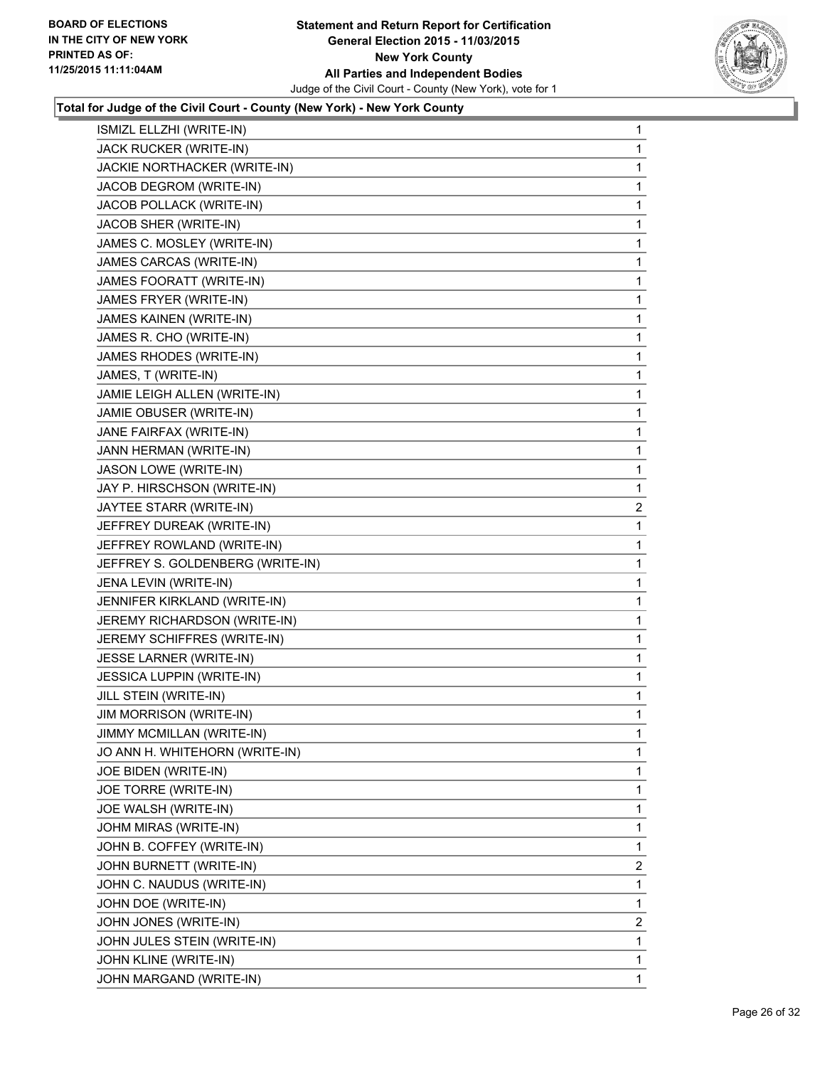**Statement and Return Report for Certification**
**General Election 2015 - 11/03/2015**
**New York County**
**All Parties and Independent Bodies**
Judge of the Civil Court - County (New York), vote for 1

BOARD OF ELECTIONS
IN THE CITY OF NEW YORK
PRINTED AS OF:
11/25/2015 11:11:04AM

**Total for Judge of the Civil Court - County (New York) - New York County**

| | |
|---|---|
| ISMIZL ELLZHI (WRITE-IN) | 1 |
| JACK RUCKER (WRITE-IN) | 1 |
| JACKIE NORTHACKER (WRITE-IN) | 1 |
| JACOB DEGROM (WRITE-IN) | 1 |
| JACOB POLLACK (WRITE-IN) | 1 |
| JACOB SHER (WRITE-IN) | 1 |
| JAMES C. MOSLEY (WRITE-IN) | 1 |
| JAMES CARCAS (WRITE-IN) | 1 |
| JAMES FOORATT (WRITE-IN) | 1 |
| JAMES FRYER (WRITE-IN) | 1 |
| JAMES KAINEN (WRITE-IN) | 1 |
| JAMES R. CHO (WRITE-IN) | 1 |
| JAMES RHODES (WRITE-IN) | 1 |
| JAMES, T (WRITE-IN) | 1 |
| JAMIE LEIGH ALLEN (WRITE-IN) | 1 |
| JAMIE OBUSER (WRITE-IN) | 1 |
| JANE FAIRFAX (WRITE-IN) | 1 |
| JANN HERMAN (WRITE-IN) | 1 |
| JASON LOWE (WRITE-IN) | 1 |
| JAY P. HIRSCHSON (WRITE-IN) | 1 |
| JAYTEE STARR (WRITE-IN) | 2 |
| JEFFREY DUREAK (WRITE-IN) | 1 |
| JEFFREY ROWLAND (WRITE-IN) | 1 |
| JEFFREY S. GOLDENBERG (WRITE-IN) | 1 |
| JENA LEVIN (WRITE-IN) | 1 |
| JENNIFER KIRKLAND (WRITE-IN) | 1 |
| JEREMY RICHARDSON (WRITE-IN) | 1 |
| JEREMY SCHIFFRES (WRITE-IN) | 1 |
| JESSE LARNER (WRITE-IN) | 1 |
| JESSICA LUPPIN (WRITE-IN) | 1 |
| JILL STEIN (WRITE-IN) | 1 |
| JIM MORRISON (WRITE-IN) | 1 |
| JIMMY MCMILLAN (WRITE-IN) | 1 |
| JO ANN H. WHITEHORN (WRITE-IN) | 1 |
| JOE BIDEN (WRITE-IN) | 1 |
| JOE TORRE (WRITE-IN) | 1 |
| JOE WALSH (WRITE-IN) | 1 |
| JOHM MIRAS (WRITE-IN) | 1 |
| JOHN B. COFFEY (WRITE-IN) | 1 |
| JOHN BURNETT (WRITE-IN) | 2 |
| JOHN C. NAUDUS (WRITE-IN) | 1 |
| JOHN DOE (WRITE-IN) | 1 |
| JOHN JONES (WRITE-IN) | 2 |
| JOHN JULES STEIN (WRITE-IN) | 1 |
| JOHN KLINE (WRITE-IN) | 1 |
| JOHN MARGAND (WRITE-IN) | 1 |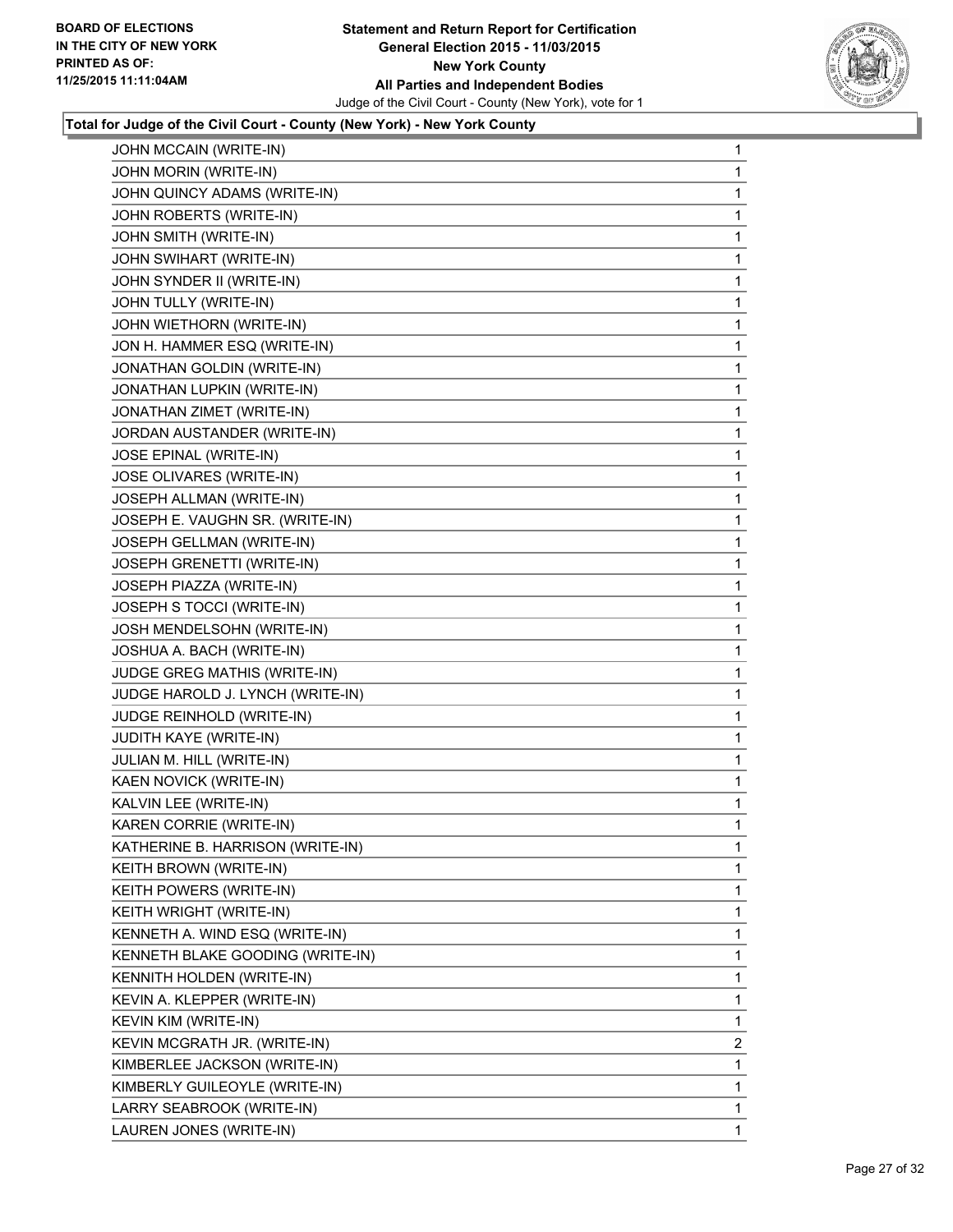**Total for Judge of the Civil Court - County (New York) - New York County**

| | |
|---|---|
| JOHN MCCAIN (WRITE-IN) | 1 |
| JOHN MORIN (WRITE-IN) | 1 |
| JOHN QUINCY ADAMS (WRITE-IN) | 1 |
| JOHN ROBERTS (WRITE-IN) | 1 |
| JOHN SMITH (WRITE-IN) | 1 |
| JOHN SWIHART (WRITE-IN) | 1 |
| JOHN SYNDER II (WRITE-IN) | 1 |
| JOHN TULLY (WRITE-IN) | 1 |
| JOHN WIETHORN (WRITE-IN) | 1 |
| JON H. HAMMER ESQ (WRITE-IN) | 1 |
| JONATHAN GOLDIN (WRITE-IN) | 1 |
| JONATHAN LUPKIN (WRITE-IN) | 1 |
| JONATHAN ZIMET (WRITE-IN) | 1 |
| JORDAN AUSTANDER (WRITE-IN) | 1 |
| JOSE EPINAL (WRITE-IN) | 1 |
| JOSE OLIVARES (WRITE-IN) | 1 |
| JOSEPH ALLMAN (WRITE-IN) | 1 |
| JOSEPH E. VAUGHN SR. (WRITE-IN) | 1 |
| JOSEPH GELLMAN (WRITE-IN) | 1 |
| JOSEPH GRENETTI (WRITE-IN) | 1 |
| JOSEPH PIAZZA (WRITE-IN) | 1 |
| JOSEPH S TOCCI (WRITE-IN) | 1 |
| JOSH MENDELSOHN (WRITE-IN) | 1 |
| JOSHUA A. BACH (WRITE-IN) | 1 |
| JUDGE GREG MATHIS (WRITE-IN) | 1 |
| JUDGE HAROLD J. LYNCH (WRITE-IN) | 1 |
| JUDGE REINHOLD (WRITE-IN) | 1 |
| JUDITH KAYE (WRITE-IN) | 1 |
| JULIAN M. HILL (WRITE-IN) | 1 |
| KAEN NOVICK (WRITE-IN) | 1 |
| KALVIN LEE (WRITE-IN) | 1 |
| KAREN CORRIE (WRITE-IN) | 1 |
| KATHERINE B. HARRISON (WRITE-IN) | 1 |
| KEITH BROWN (WRITE-IN) | 1 |
| KEITH POWERS (WRITE-IN) | 1 |
| KEITH WRIGHT (WRITE-IN) | 1 |
| KENNETH A. WIND ESQ (WRITE-IN) | 1 |
| KENNETH BLAKE GOODING (WRITE-IN) | 1 |
| KENNITH HOLDEN (WRITE-IN) | 1 |
| KEVIN A. KLEPPER (WRITE-IN) | 1 |
| KEVIN KIM (WRITE-IN) | 1 |
| KEVIN MCGRATH JR. (WRITE-IN) | 2 |
| KIMBERLEE JACKSON (WRITE-IN) | 1 |
| KIMBERLY GUILEOYLE (WRITE-IN) | 1 |
| LARRY SEABROOK (WRITE-IN) | 1 |
| LAUREN JONES (WRITE-IN) | 1 |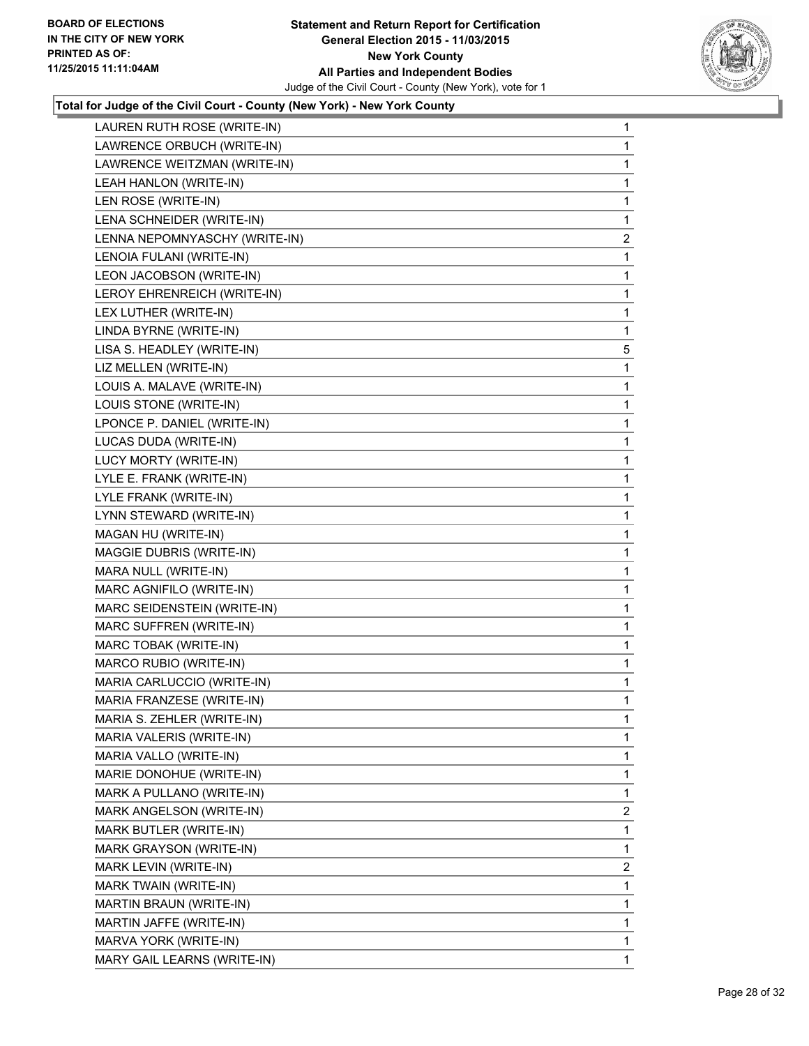**Total for Judge of the Civil Court - County (New York) - New York County**

| | |
|---|---|
| LAUREN RUTH ROSE (WRITE-IN) | 1 |
| LAWRENCE ORBUCH (WRITE-IN) | 1 |
| LAWRENCE WEITZMAN (WRITE-IN) | 1 |
| LEAH HANLON (WRITE-IN) | 1 |
| LEN ROSE (WRITE-IN) | 1 |
| LENA SCHNEIDER (WRITE-IN) | 1 |
| LENNA NEPOMNYASCHY (WRITE-IN) | 2 |
| LENOIA FULANI (WRITE-IN) | 1 |
| LEON JACOBSON (WRITE-IN) | 1 |
| LEROY EHRENREICH (WRITE-IN) | 1 |
| LEX LUTHER (WRITE-IN) | 1 |
| LINDA BYRNE (WRITE-IN) | 1 |
| LISA S. HEADLEY (WRITE-IN) | 5 |
| LIZ MELLEN (WRITE-IN) | 1 |
| LOUIS A. MALAVE (WRITE-IN) | 1 |
| LOUIS STONE (WRITE-IN) | 1 |
| LPONCE P. DANIEL (WRITE-IN) | 1 |
| LUCAS DUDA (WRITE-IN) | 1 |
| LUCY MORTY (WRITE-IN) | 1 |
| LYLE E. FRANK (WRITE-IN) | 1 |
| LYLE FRANK (WRITE-IN) | 1 |
| LYNN STEWARD (WRITE-IN) | 1 |
| MAGAN HU (WRITE-IN) | 1 |
| MAGGIE DUBRIS (WRITE-IN) | 1 |
| MARA NULL (WRITE-IN) | 1 |
| MARC AGNIFILO (WRITE-IN) | 1 |
| MARC SEIDENSTEIN (WRITE-IN) | 1 |
| MARC SUFFREN (WRITE-IN) | 1 |
| MARC TOBAK (WRITE-IN) | 1 |
| MARCO RUBIO (WRITE-IN) | 1 |
| MARIA CARLUCCIO (WRITE-IN) | 1 |
| MARIA FRANZESE (WRITE-IN) | 1 |
| MARIA S. ZEHLER (WRITE-IN) | 1 |
| MARIA VALERIS (WRITE-IN) | 1 |
| MARIA VALLO (WRITE-IN) | 1 |
| MARIE DONOHUE (WRITE-IN) | 1 |
| MARK A PULLANO (WRITE-IN) | 1 |
| MARK ANGELSON (WRITE-IN) | 2 |
| MARK BUTLER (WRITE-IN) | 1 |
| MARK GRAYSON (WRITE-IN) | 1 |
| MARK LEVIN (WRITE-IN) | 2 |
| MARK TWAIN (WRITE-IN) | 1 |
| MARTIN BRAUN (WRITE-IN) | 1 |
| MARTIN JAFFE (WRITE-IN) | 1 |
| MARVA YORK (WRITE-IN) | 1 |
| MARY GAIL LEARNS (WRITE-IN) | 1 |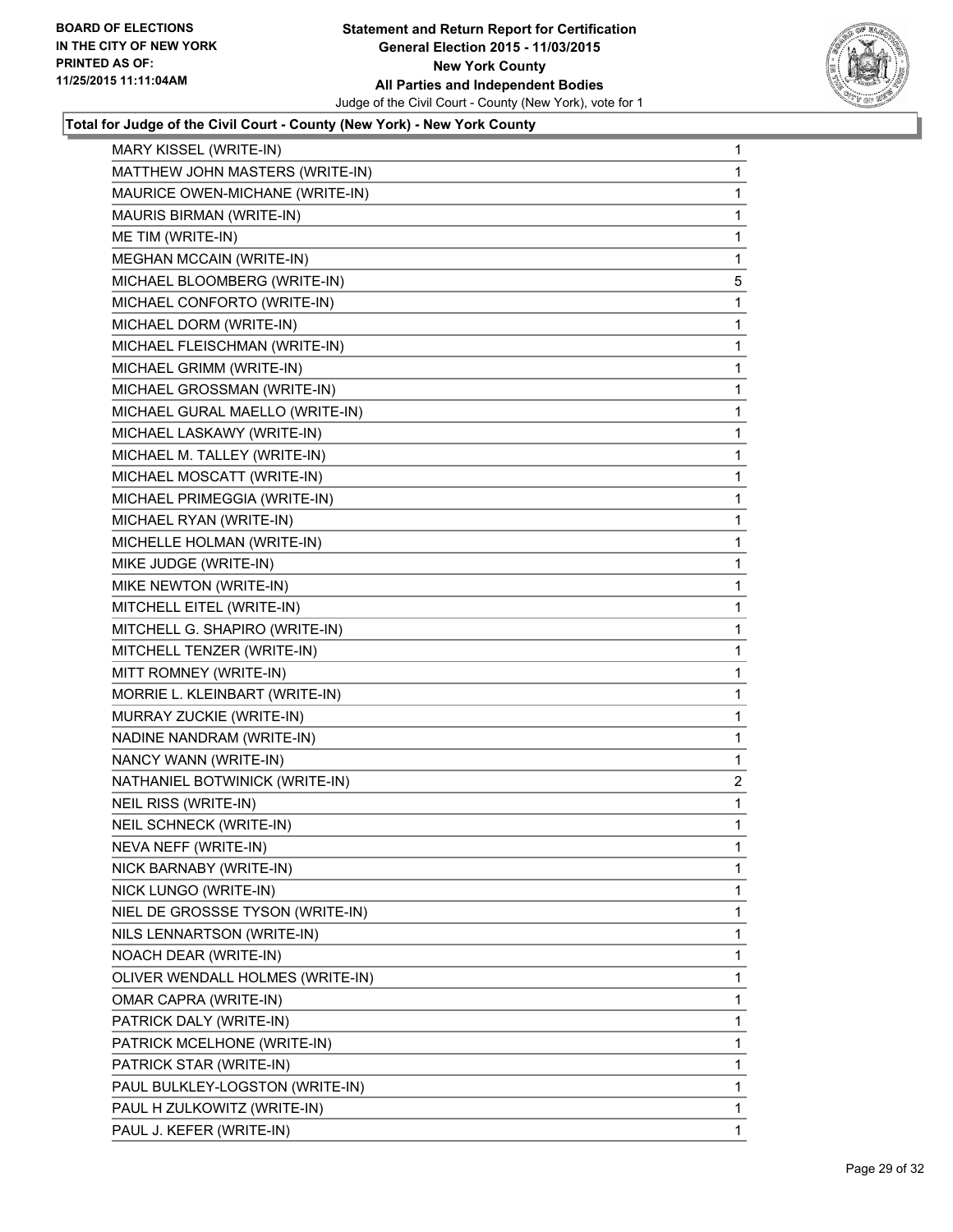**Statement and Return Report for Certification**
**General Election 2015 - 11/03/2015**
**New York County**
**All Parties and Independent Bodies**
Judge of the Civil Court - County (New York), vote for 1

BOARD OF ELECTIONS
IN THE CITY OF NEW YORK
PRINTED AS OF:
11/25/2015 11:11:04AM

### Total for Judge of the Civil Court - County (New York) - New York County

| | |
|---|---|
| MARY KISSEL (WRITE-IN) | 1 |
| MATTHEW JOHN MASTERS (WRITE-IN) | 1 |
| MAURICE OWEN-MICHANE (WRITE-IN) | 1 |
| MAURIS BIRMAN (WRITE-IN) | 1 |
| ME TIM (WRITE-IN) | 1 |
| MEGHAN MCCAIN (WRITE-IN) | 1 |
| MICHAEL BLOOMBERG (WRITE-IN) | 5 |
| MICHAEL CONFORTO (WRITE-IN) | 1 |
| MICHAEL DORM (WRITE-IN) | 1 |
| MICHAEL FLEISCHMAN (WRITE-IN) | 1 |
| MICHAEL GRIMM (WRITE-IN) | 1 |
| MICHAEL GROSSMAN (WRITE-IN) | 1 |
| MICHAEL GURAL MAELLO (WRITE-IN) | 1 |
| MICHAEL LASKAWY (WRITE-IN) | 1 |
| MICHAEL M. TALLEY (WRITE-IN) | 1 |
| MICHAEL MOSCATT (WRITE-IN) | 1 |
| MICHAEL PRIMEGGIA (WRITE-IN) | 1 |
| MICHAEL RYAN (WRITE-IN) | 1 |
| MICHELLE HOLMAN (WRITE-IN) | 1 |
| MIKE JUDGE (WRITE-IN) | 1 |
| MIKE NEWTON (WRITE-IN) | 1 |
| MITCHELL EITEL (WRITE-IN) | 1 |
| MITCHELL G. SHAPIRO (WRITE-IN) | 1 |
| MITCHELL TENZER (WRITE-IN) | 1 |
| MITT ROMNEY (WRITE-IN) | 1 |
| MORRIE L. KLEINBART (WRITE-IN) | 1 |
| MURRAY ZUCKIE (WRITE-IN) | 1 |
| NADINE NANDRAM (WRITE-IN) | 1 |
| NANCY WANN (WRITE-IN) | 1 |
| NATHANIEL BOTWINICK (WRITE-IN) | 2 |
| NEIL RISS (WRITE-IN) | 1 |
| NEIL SCHNECK (WRITE-IN) | 1 |
| NEVA NEFF (WRITE-IN) | 1 |
| NICK BARNABY (WRITE-IN) | 1 |
| NICK LUNGO (WRITE-IN) | 1 |
| NIEL DE GROSSSE TYSON (WRITE-IN) | 1 |
| NILS LENNARTSON (WRITE-IN) | 1 |
| NOACH DEAR (WRITE-IN) | 1 |
| OLIVER WENDALL HOLMES (WRITE-IN) | 1 |
| OMAR CAPRA (WRITE-IN) | 1 |
| PATRICK DALY (WRITE-IN) | 1 |
| PATRICK MCELHONE (WRITE-IN) | 1 |
| PATRICK STAR (WRITE-IN) | 1 |
| PAUL BULKLEY-LOGSTON (WRITE-IN) | 1 |
| PAUL H ZULKOWITZ (WRITE-IN) | 1 |
| PAUL J. KEFER (WRITE-IN) | 1 |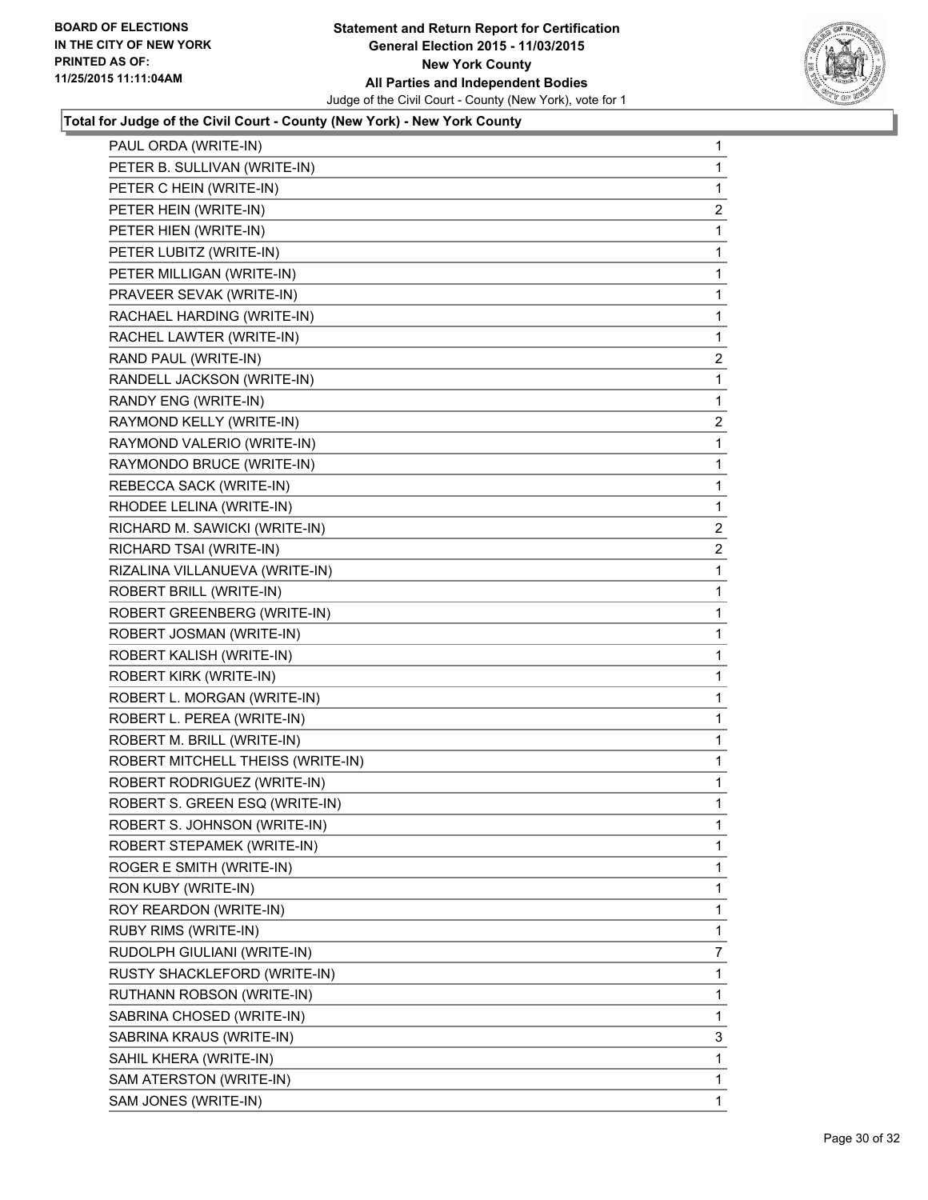**Statement and Return Report for Certification**
**General Election 2015 - 11/03/2015**
**New York County**
**All Parties and Independent Bodies**
Judge of the Civil Court - County (New York), vote for 1

BOARD OF ELECTIONS
IN THE CITY OF NEW YORK
PRINTED AS OF:
11/25/2015 11:11:04AM

**Total for Judge of the Civil Court - County (New York) - New York County**

| | |
|---|---|
| PAUL ORDA (WRITE-IN) | 1 |
| PETER B. SULLIVAN (WRITE-IN) | 1 |
| PETER C HEIN (WRITE-IN) | 1 |
| PETER HEIN (WRITE-IN) | 2 |
| PETER HIEN (WRITE-IN) | 1 |
| PETER LUBITZ (WRITE-IN) | 1 |
| PETER MILLIGAN (WRITE-IN) | 1 |
| PRAVEER SEVAK (WRITE-IN) | 1 |
| RACHAEL HARDING (WRITE-IN) | 1 |
| RACHEL LAWTER (WRITE-IN) | 1 |
| RAND PAUL (WRITE-IN) | 2 |
| RANDELL JACKSON (WRITE-IN) | 1 |
| RANDY ENG (WRITE-IN) | 1 |
| RAYMOND KELLY (WRITE-IN) | 2 |
| RAYMOND VALERIO (WRITE-IN) | 1 |
| RAYMONDO BRUCE (WRITE-IN) | 1 |
| REBECCA SACK (WRITE-IN) | 1 |
| RHODEE LELINA (WRITE-IN) | 1 |
| RICHARD M. SAWICKI (WRITE-IN) | 2 |
| RICHARD TSAI (WRITE-IN) | 2 |
| RIZALINA VILLANUEVA (WRITE-IN) | 1 |
| ROBERT BRILL (WRITE-IN) | 1 |
| ROBERT GREENBERG (WRITE-IN) | 1 |
| ROBERT JOSMAN (WRITE-IN) | 1 |
| ROBERT KALISH (WRITE-IN) | 1 |
| ROBERT KIRK (WRITE-IN) | 1 |
| ROBERT L. MORGAN (WRITE-IN) | 1 |
| ROBERT L. PEREA (WRITE-IN) | 1 |
| ROBERT M. BRILL (WRITE-IN) | 1 |
| ROBERT MITCHELL THEISS (WRITE-IN) | 1 |
| ROBERT RODRIGUEZ (WRITE-IN) | 1 |
| ROBERT S. GREEN ESQ (WRITE-IN) | 1 |
| ROBERT S. JOHNSON (WRITE-IN) | 1 |
| ROBERT STEPAMEK (WRITE-IN) | 1 |
| ROGER E SMITH (WRITE-IN) | 1 |
| RON KUBY (WRITE-IN) | 1 |
| ROY REARDON (WRITE-IN) | 1 |
| RUBY RIMS (WRITE-IN) | 1 |
| RUDOLPH GIULIANI (WRITE-IN) | 7 |
| RUSTY SHACKLEFORD (WRITE-IN) | 1 |
| RUTHANN ROBSON (WRITE-IN) | 1 |
| SABRINA CHOSED (WRITE-IN) | 1 |
| SABRINA KRAUS (WRITE-IN) | 3 |
| SAHIL KHERA (WRITE-IN) | 1 |
| SAM ATERSTON (WRITE-IN) | 1 |
| SAM JONES (WRITE-IN) | 1 |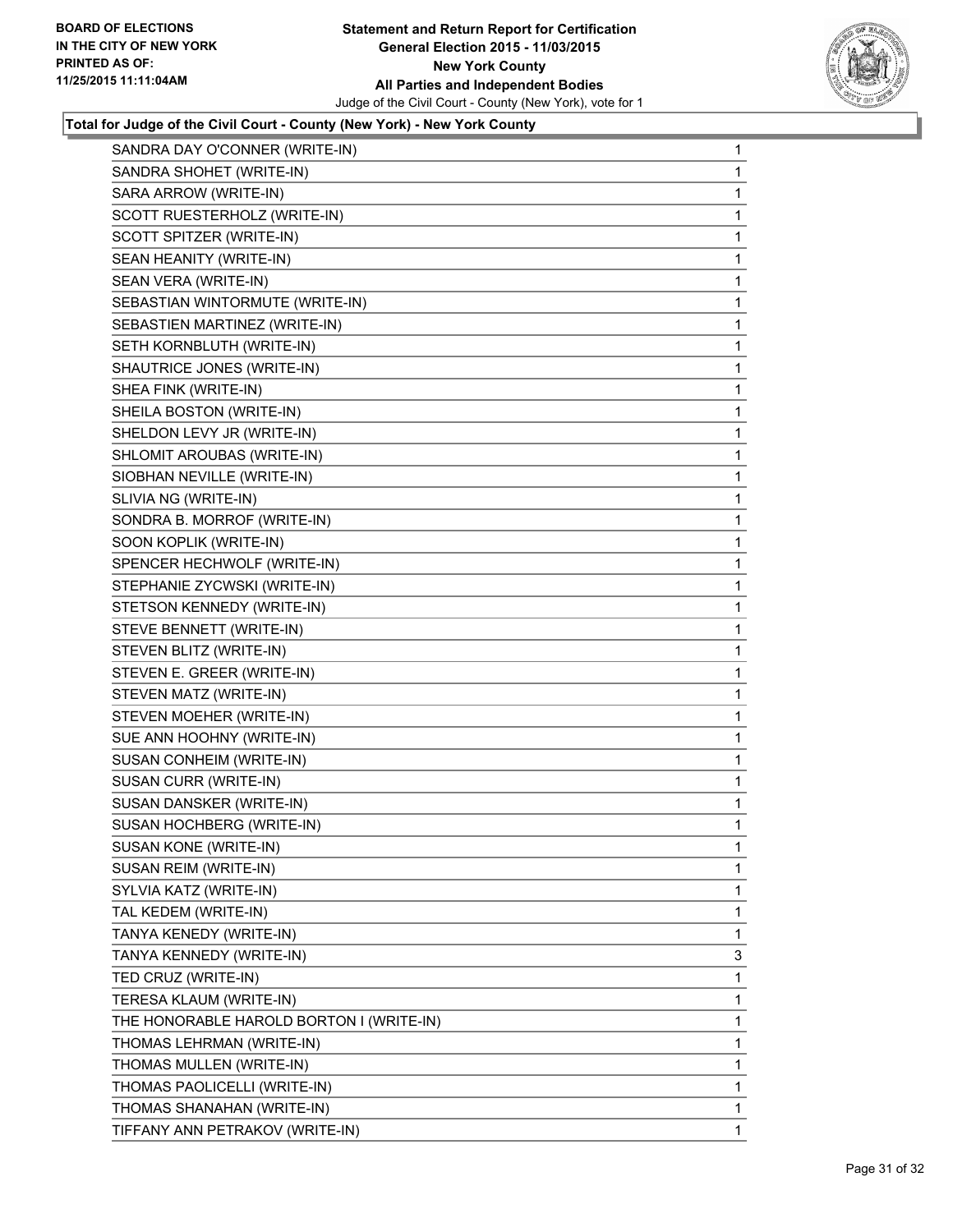**Total for Judge of the Civil Court - County (New York) - New York County**

| | |
|---|---|
| SANDRA DAY O'CONNER (WRITE-IN) | 1 |
| SANDRA SHOHET (WRITE-IN) | 1 |
| SARA ARROW (WRITE-IN) | 1 |
| SCOTT RUESTERHOLZ (WRITE-IN) | 1 |
| SCOTT SPITZER (WRITE-IN) | 1 |
| SEAN HEANITY (WRITE-IN) | 1 |
| SEAN VERA (WRITE-IN) | 1 |
| SEBASTIAN WINTORMUTE (WRITE-IN) | 1 |
| SEBASTIEN MARTINEZ (WRITE-IN) | 1 |
| SETH KORNBLUTH (WRITE-IN) | 1 |
| SHAUTRICE JONES (WRITE-IN) | 1 |
| SHEA FINK (WRITE-IN) | 1 |
| SHEILA BOSTON (WRITE-IN) | 1 |
| SHELDON LEVY JR (WRITE-IN) | 1 |
| SHLOMIT AROUBAS (WRITE-IN) | 1 |
| SIOBHAN NEVILLE (WRITE-IN) | 1 |
| SLIVIA NG (WRITE-IN) | 1 |
| SONDRA B. MORROF (WRITE-IN) | 1 |
| SOON KOPLIK (WRITE-IN) | 1 |
| SPENCER HECHWOLF (WRITE-IN) | 1 |
| STEPHANIE ZYCWSKI (WRITE-IN) | 1 |
| STETSON KENNEDY (WRITE-IN) | 1 |
| STEVE BENNETT (WRITE-IN) | 1 |
| STEVEN BLITZ (WRITE-IN) | 1 |
| STEVEN E. GREER (WRITE-IN) | 1 |
| STEVEN MATZ (WRITE-IN) | 1 |
| STEVEN MOEHER (WRITE-IN) | 1 |
| SUE ANN HOOHNY (WRITE-IN) | 1 |
| SUSAN CONHEIM (WRITE-IN) | 1 |
| SUSAN CURR (WRITE-IN) | 1 |
| SUSAN DANSKER (WRITE-IN) | 1 |
| SUSAN HOCHBERG (WRITE-IN) | 1 |
| SUSAN KONE (WRITE-IN) | 1 |
| SUSAN REIM (WRITE-IN) | 1 |
| SYLVIA KATZ (WRITE-IN) | 1 |
| TAL KEDEM (WRITE-IN) | 1 |
| TANYA KENEDY (WRITE-IN) | 1 |
| TANYA KENNEDY (WRITE-IN) | 3 |
| TED CRUZ (WRITE-IN) | 1 |
| TERESA KLAUM (WRITE-IN) | 1 |
| THE HONORABLE HAROLD BORTON I (WRITE-IN) | 1 |
| THOMAS LEHRMAN (WRITE-IN) | 1 |
| THOMAS MULLEN (WRITE-IN) | 1 |
| THOMAS PAOLICELLI (WRITE-IN) | 1 |
| THOMAS SHANAHAN (WRITE-IN) | 1 |
| TIFFANY ANN PETRAKOV (WRITE-IN) | 1 |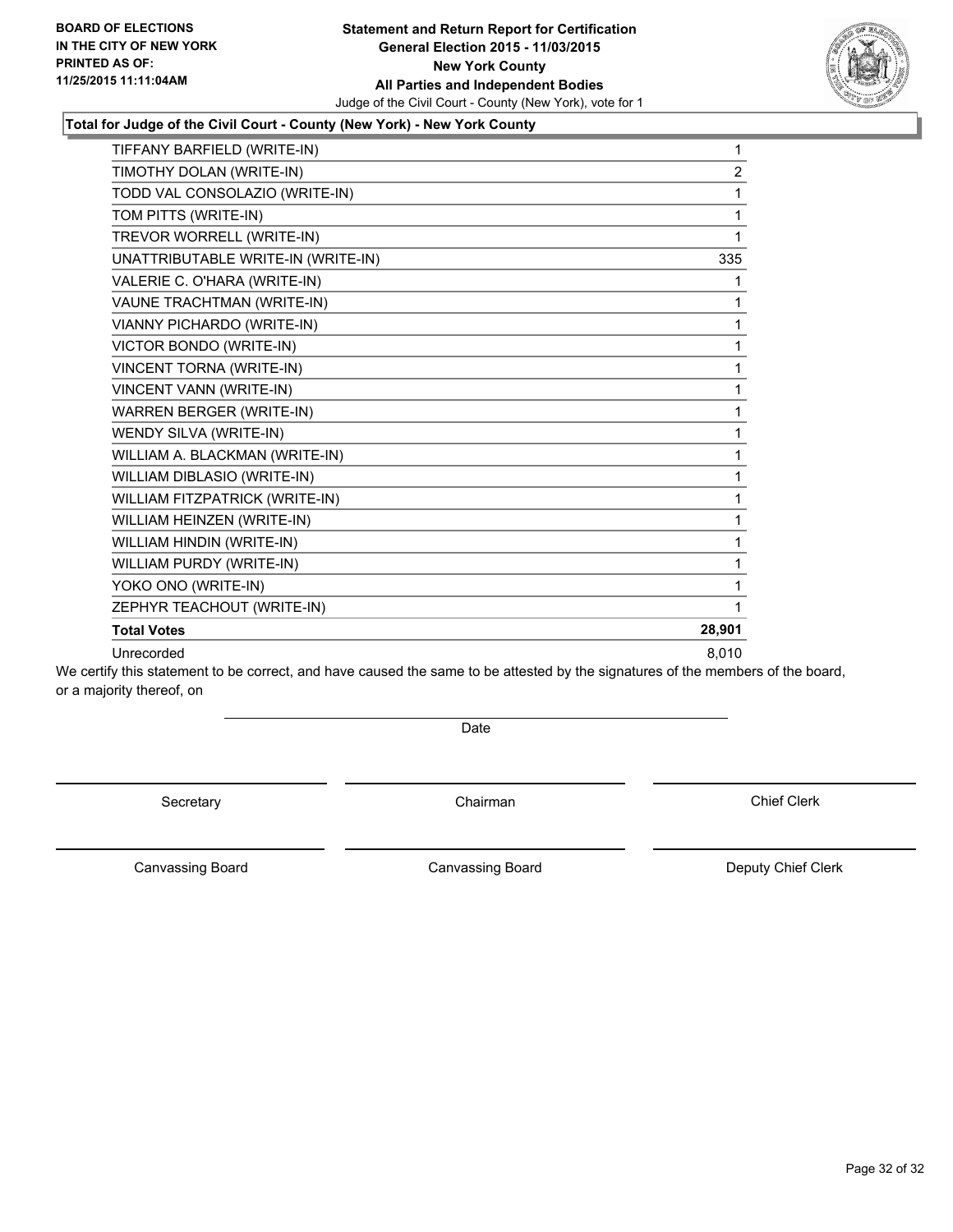**BOARD OF ELECTIONS IN THE CITY OF NEW YORK PRINTED AS OF: 11/25/2015 11:11:04AM**

**Statement and Return Report for Certification General Election 2015 - 11/03/2015 New York County All Parties and Independent Bodies**

Judge of the Civil Court - County (New York), vote for 1

### Total for Judge of the Civil Court - County (New York) - New York County

| | |
|---|---|
| TIFFANY BARFIELD (WRITE-IN) | 1 |
| TIMOTHY DOLAN (WRITE-IN) | 2 |
| TODD VAL CONSOLAZIO (WRITE-IN) | 1 |
| TOM PITTS (WRITE-IN) | 1 |
| TREVOR WORRELL (WRITE-IN) | 1 |
| UNATTRIBUTABLE WRITE-IN (WRITE-IN) | 335 |
| VALERIE C. O'HARA (WRITE-IN) | 1 |
| VAUNE TRACHTMAN (WRITE-IN) | 1 |
| VIANNY PICHARDO (WRITE-IN) | 1 |
| VICTOR BONDO (WRITE-IN) | 1 |
| VINCENT TORNA (WRITE-IN) | 1 |
| VINCENT VANN (WRITE-IN) | 1 |
| WARREN BERGER (WRITE-IN) | 1 |
| WENDY SILVA (WRITE-IN) | 1 |
| WILLIAM A. BLACKMAN (WRITE-IN) | 1 |
| WILLIAM DIBLASIO (WRITE-IN) | 1 |
| WILLIAM FITZPATRICK (WRITE-IN) | 1 |
| WILLIAM HEINZEN (WRITE-IN) | 1 |
| WILLIAM HINDIN (WRITE-IN) | 1 |
| WILLIAM PURDY (WRITE-IN) | 1 |
| YOKO ONO (WRITE-IN) | 1 |
| ZEPHYR TEACHOUT (WRITE-IN) | 1 |
| **Total Votes** | **28,901** |
| Unrecorded | 8,010 |

We certify this statement to be correct, and have caused the same to be attested by the signatures of the members of the board, or a majority thereof, on

Date

Secretary          Chairman          Chief Clerk

Canvassing Board          Canvassing Board          Deputy Chief Clerk